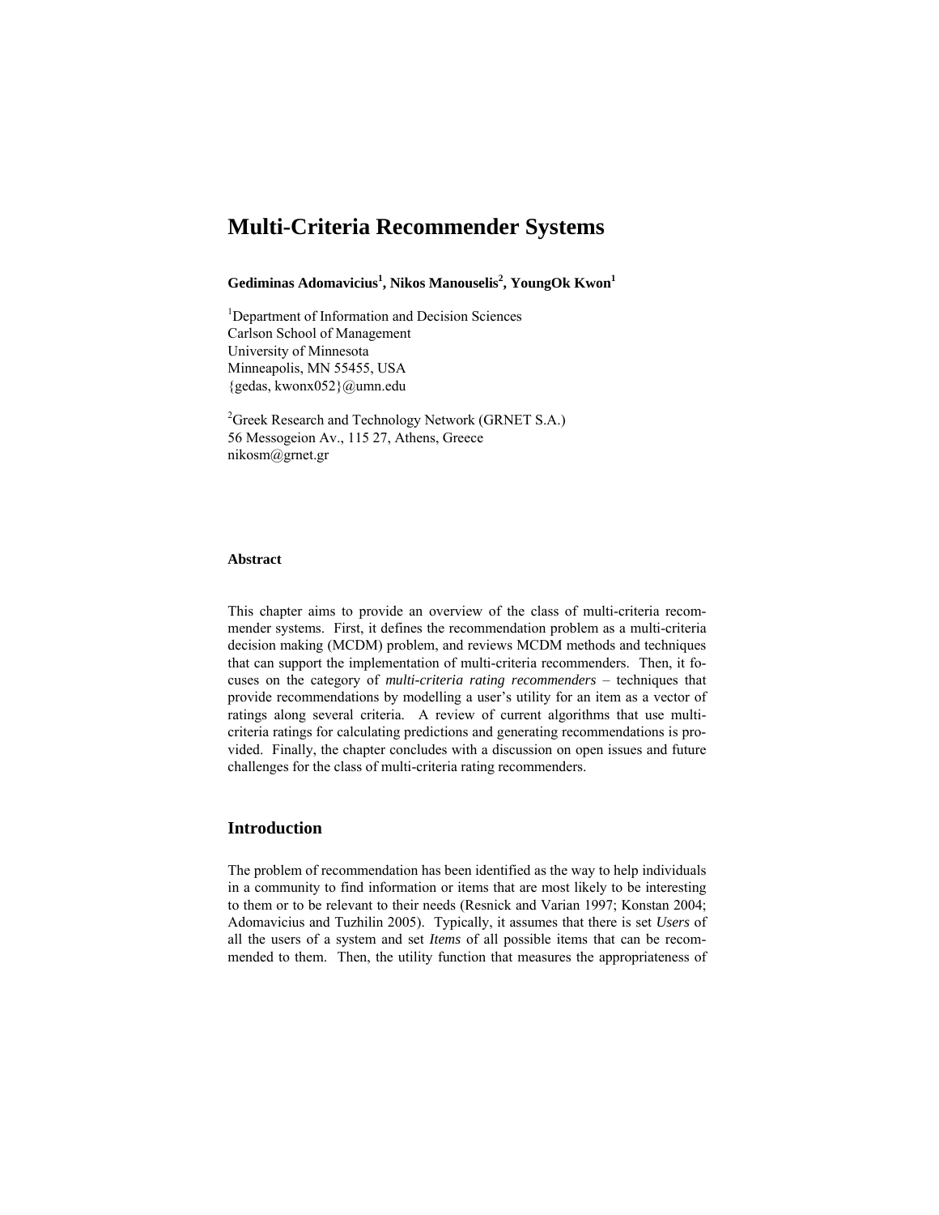# Multi-Criteria Recommender Systems

**Gediminas Adomavicius[1], Nikos Manouselis[2], YoungOk Kwon[1]**

[1]Department of Information and Decision Sciences
Carlson School of Management
University of Minnesota
Minneapolis, MN 55455, USA
{gedas, kwonx052}@umn.edu

[2]Greek Research and Technology Network (GRNET S.A.)
56 Messogeion Av., 115 27, Athens, Greece
nikosm@grnet.gr

**Abstract**

This chapter aims to provide an overview of the class of multi-criteria recommender systems. First, it defines the recommendation problem as a multi-criteria decision making (MCDM) problem, and reviews MCDM methods and techniques that can support the implementation of multi-criteria recommenders. Then, it focuses on the category of *multi-criteria rating recommenders* – techniques that provide recommendations by modelling a user's utility for an item as a vector of ratings along several criteria. A review of current algorithms that use multi-criteria ratings for calculating predictions and generating recommendations is provided. Finally, the chapter concludes with a discussion on open issues and future challenges for the class of multi-criteria rating recommenders.

## Introduction

The problem of recommendation has been identified as the way to help individuals in a community to find information or items that are most likely to be interesting to them or to be relevant to their needs (Resnick and Varian 1997; Konstan 2004; Adomavicius and Tuzhilin 2005). Typically, it assumes that there is set *Users* of all the users of a system and set *Items* of all possible items that can be recommended to them. Then, the utility function that measures the appropriateness of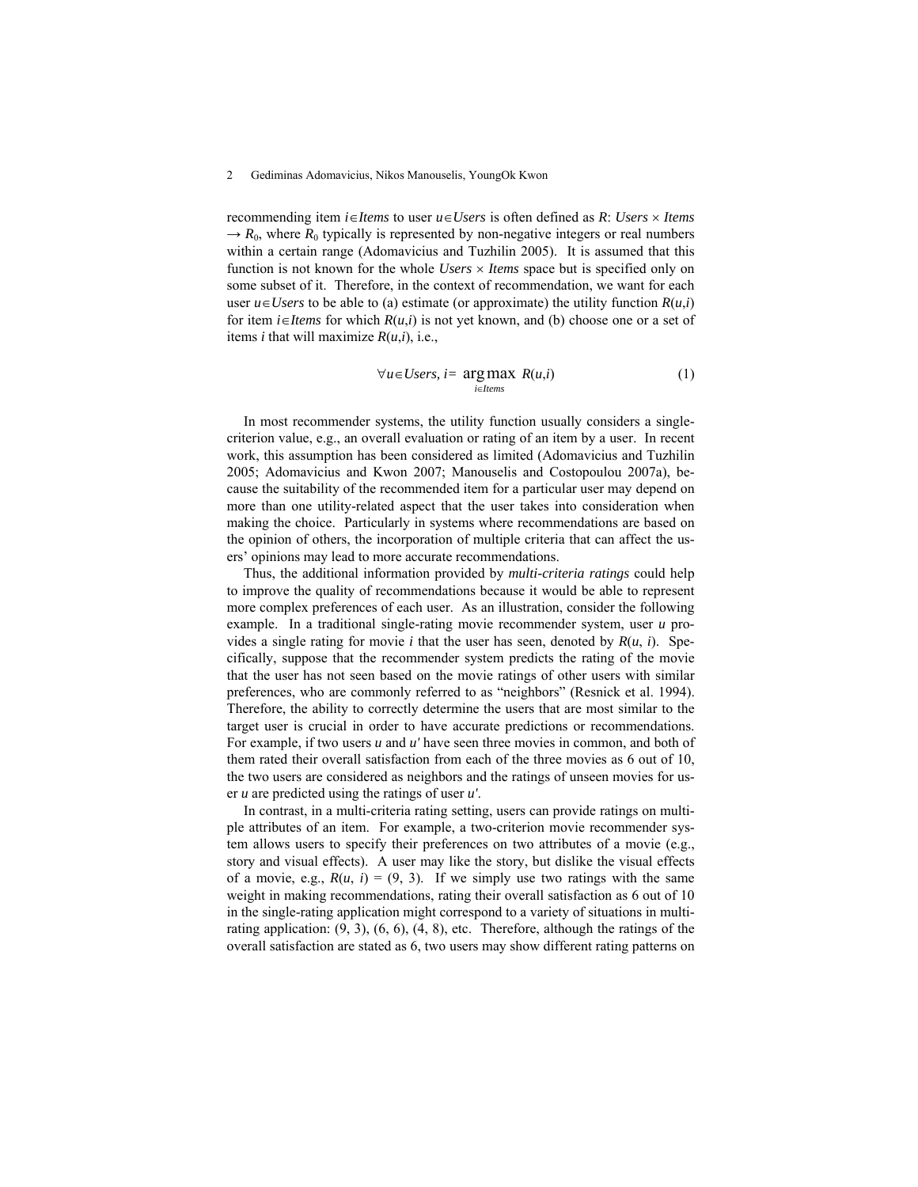recommending item $i \in Items$ to user $u \in Users$ is often defined as $R$: $Users \times Items \rightarrow R_0$, where $R_0$ typically is represented by non-negative integers or real numbers within a certain range (Adomavicius and Tuzhilin 2005). It is assumed that this function is not known for the whole $Users \times Items$ space but is specified only on some subset of it. Therefore, in the context of recommendation, we want for each user $u \in Users$ to be able to (a) estimate (or approximate) the utility function $R(u,i)$ for item $i \in Items$ for which $R(u,i)$ is not yet known, and (b) choose one or a set of items $i$ that will maximize $R(u,i)$, i.e.,

$$\forall u \in Users,\ i = \underset{i \in Items}{\arg\max}\ R(u,i) \tag{1}$$

In most recommender systems, the utility function usually considers a single-criterion value, e.g., an overall evaluation or rating of an item by a user. In recent work, this assumption has been considered as limited (Adomavicius and Tuzhilin 2005; Adomavicius and Kwon 2007; Manouselis and Costopoulou 2007a), because the suitability of the recommended item for a particular user may depend on more than one utility-related aspect that the user takes into consideration when making the choice. Particularly in systems where recommendations are based on the opinion of others, the incorporation of multiple criteria that can affect the users' opinions may lead to more accurate recommendations.

Thus, the additional information provided by *multi-criteria ratings* could help to improve the quality of recommendations because it would be able to represent more complex preferences of each user. As an illustration, consider the following example. In a traditional single-rating movie recommender system, user $u$ provides a single rating for movie $i$ that the user has seen, denoted by $R(u, i)$. Specifically, suppose that the recommender system predicts the rating of the movie that the user has not seen based on the movie ratings of other users with similar preferences, who are commonly referred to as "neighbors" (Resnick et al. 1994). Therefore, the ability to correctly determine the users that are most similar to the target user is crucial in order to have accurate predictions or recommendations. For example, if two users $u$ and $u'$ have seen three movies in common, and both of them rated their overall satisfaction from each of the three movies as 6 out of 10, the two users are considered as neighbors and the ratings of unseen movies for user $u$ are predicted using the ratings of user $u'$.

In contrast, in a multi-criteria rating setting, users can provide ratings on multiple attributes of an item. For example, a two-criterion movie recommender system allows users to specify their preferences on two attributes of a movie (e.g., story and visual effects). A user may like the story, but dislike the visual effects of a movie, e.g., $R(u, i) = (9, 3)$. If we simply use two ratings with the same weight in making recommendations, rating their overall satisfaction as 6 out of 10 in the single-rating application might correspond to a variety of situations in multi-rating application: (9, 3), (6, 6), (4, 8), etc. Therefore, although the ratings of the overall satisfaction are stated as 6, two users may show different rating patterns on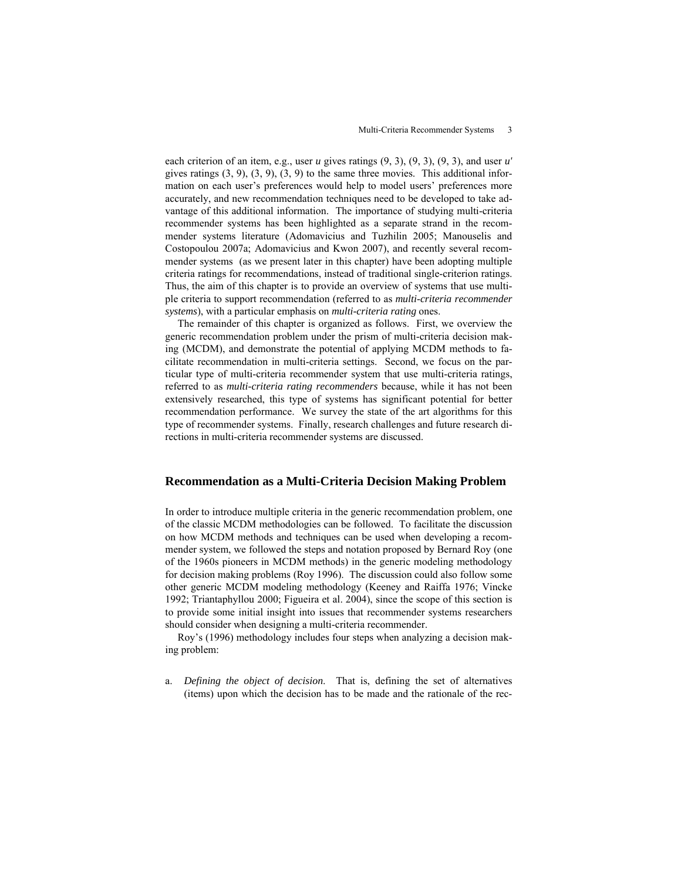each criterion of an item, e.g., user *u* gives ratings (9, 3), (9, 3), (9, 3), and user *u′* gives ratings (3, 9), (3, 9), (3, 9) to the same three movies. This additional information on each user's preferences would help to model users' preferences more accurately, and new recommendation techniques need to be developed to take advantage of this additional information. The importance of studying multi-criteria recommender systems has been highlighted as a separate strand in the recommender systems literature (Adomavicius and Tuzhilin 2005; Manouselis and Costopoulou 2007a; Adomavicius and Kwon 2007), and recently several recommender systems (as we present later in this chapter) have been adopting multiple criteria ratings for recommendations, instead of traditional single-criterion ratings. Thus, the aim of this chapter is to provide an overview of systems that use multiple criteria to support recommendation (referred to as *multi-criteria recommender systems*), with a particular emphasis on *multi-criteria rating* ones.

The remainder of this chapter is organized as follows. First, we overview the generic recommendation problem under the prism of multi-criteria decision making (MCDM), and demonstrate the potential of applying MCDM methods to facilitate recommendation in multi-criteria settings. Second, we focus on the particular type of multi-criteria recommender system that use multi-criteria ratings, referred to as *multi-criteria rating recommenders* because, while it has not been extensively researched, this type of systems has significant potential for better recommendation performance. We survey the state of the art algorithms for this type of recommender systems. Finally, research challenges and future research directions in multi-criteria recommender systems are discussed.

## Recommendation as a Multi-Criteria Decision Making Problem

In order to introduce multiple criteria in the generic recommendation problem, one of the classic MCDM methodologies can be followed. To facilitate the discussion on how MCDM methods and techniques can be used when developing a recommender system, we followed the steps and notation proposed by Bernard Roy (one of the 1960s pioneers in MCDM methods) in the generic modeling methodology for decision making problems (Roy 1996). The discussion could also follow some other generic MCDM modeling methodology (Keeney and Raiffa 1976; Vincke 1992; Triantaphyllou 2000; Figueira et al. 2004), since the scope of this section is to provide some initial insight into issues that recommender systems researchers should consider when designing a multi-criteria recommender.

Roy's (1996) methodology includes four steps when analyzing a decision making problem:

a. *Defining the object of decision.* That is, defining the set of alternatives (items) upon which the decision has to be made and the rationale of the rec-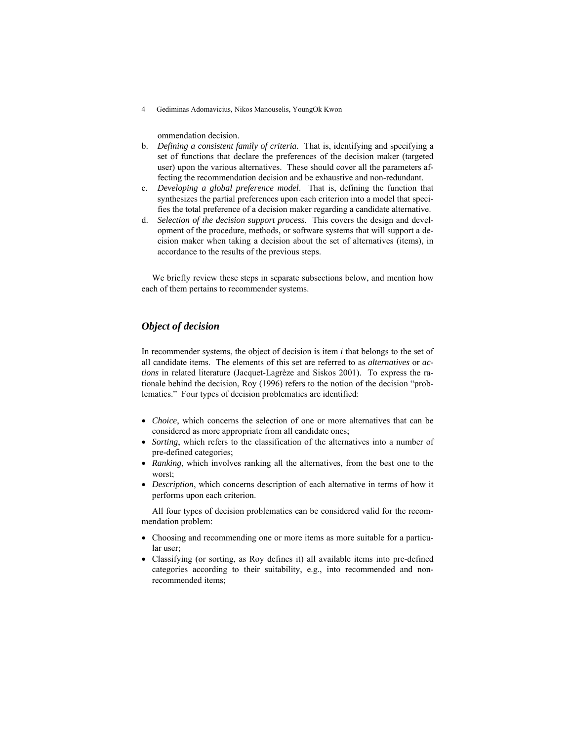ommendation decision.

b. *Defining a consistent family of criteria*. That is, identifying and specifying a set of functions that declare the preferences of the decision maker (targeted user) upon the various alternatives. These should cover all the parameters affecting the recommendation decision and be exhaustive and non-redundant.

c. *Developing a global preference model*. That is, defining the function that synthesizes the partial preferences upon each criterion into a model that specifies the total preference of a decision maker regarding a candidate alternative.

d. *Selection of the decision support process*. This covers the design and development of the procedure, methods, or software systems that will support a decision maker when taking a decision about the set of alternatives (items), in accordance to the results of the previous steps.

We briefly review these steps in separate subsections below, and mention how each of them pertains to recommender systems.

### *Object of decision*

In recommender systems, the object of decision is item *i* that belongs to the set of all candidate items. The elements of this set are referred to as *alternatives* or *actions* in related literature (Jacquet-Lagrèze and Siskos 2001). To express the rationale behind the decision, Roy (1996) refers to the notion of the decision "problematics." Four types of decision problematics are identified:

- *Choice*, which concerns the selection of one or more alternatives that can be considered as more appropriate from all candidate ones;
- *Sorting*, which refers to the classification of the alternatives into a number of pre-defined categories;
- *Ranking*, which involves ranking all the alternatives, from the best one to the worst;
- *Description*, which concerns description of each alternative in terms of how it performs upon each criterion.

All four types of decision problematics can be considered valid for the recommendation problem:

- Choosing and recommending one or more items as more suitable for a particular user;
- Classifying (or sorting, as Roy defines it) all available items into pre-defined categories according to their suitability, e.g., into recommended and non-recommended items;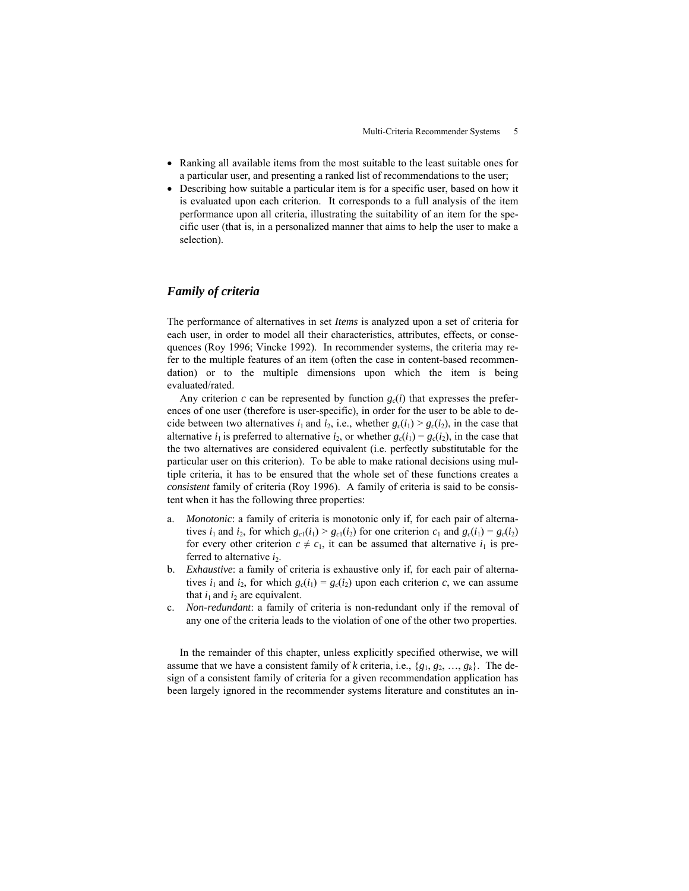- Ranking all available items from the most suitable to the least suitable ones for a particular user, and presenting a ranked list of recommendations to the user;
- Describing how suitable a particular item is for a specific user, based on how it is evaluated upon each criterion. It corresponds to a full analysis of the item performance upon all criteria, illustrating the suitability of an item for the specific user (that is, in a personalized manner that aims to help the user to make a selection).

## *Family of criteria*

The performance of alternatives in set *Items* is analyzed upon a set of criteria for each user, in order to model all their characteristics, attributes, effects, or consequences (Roy 1996; Vincke 1992). In recommender systems, the criteria may refer to the multiple features of an item (often the case in content-based recommendation) or to the multiple dimensions upon which the item is being evaluated/rated.

Any criterion $c$ can be represented by function $g_c(i)$ that expresses the preferences of one user (therefore is user-specific), in order for the user to be able to decide between two alternatives $i_1$ and $i_2$, i.e., whether $g_c(i_1) > g_c(i_2)$, in the case that alternative $i_1$ is preferred to alternative $i_2$, or whether $g_c(i_1) = g_c(i_2)$, in the case that the two alternatives are considered equivalent (i.e. perfectly substitutable for the particular user on this criterion). To be able to make rational decisions using multiple criteria, it has to be ensured that the whole set of these functions creates a *consistent* family of criteria (Roy 1996). A family of criteria is said to be consistent when it has the following three properties:

a. *Monotonic*: a family of criteria is monotonic only if, for each pair of alternatives $i_1$ and $i_2$, for which $g_{c1}(i_1) > g_{c1}(i_2)$ for one criterion $c_1$ and $g_c(i_1) = g_c(i_2)$ for every other criterion $c \neq c_1$, it can be assumed that alternative $i_1$ is preferred to alternative $i_2$.
b. *Exhaustive*: a family of criteria is exhaustive only if, for each pair of alternatives $i_1$ and $i_2$, for which $g_c(i_1) = g_c(i_2)$ upon each criterion $c$, we can assume that $i_1$ and $i_2$ are equivalent.
c. *Non-redundant*: a family of criteria is non-redundant only if the removal of any one of the criteria leads to the violation of one of the other two properties.

In the remainder of this chapter, unless explicitly specified otherwise, we will assume that we have a consistent family of $k$ criteria, i.e., $\{g_1, g_2, \ldots, g_k\}$. The design of a consistent family of criteria for a given recommendation application has been largely ignored in the recommender systems literature and constitutes an in-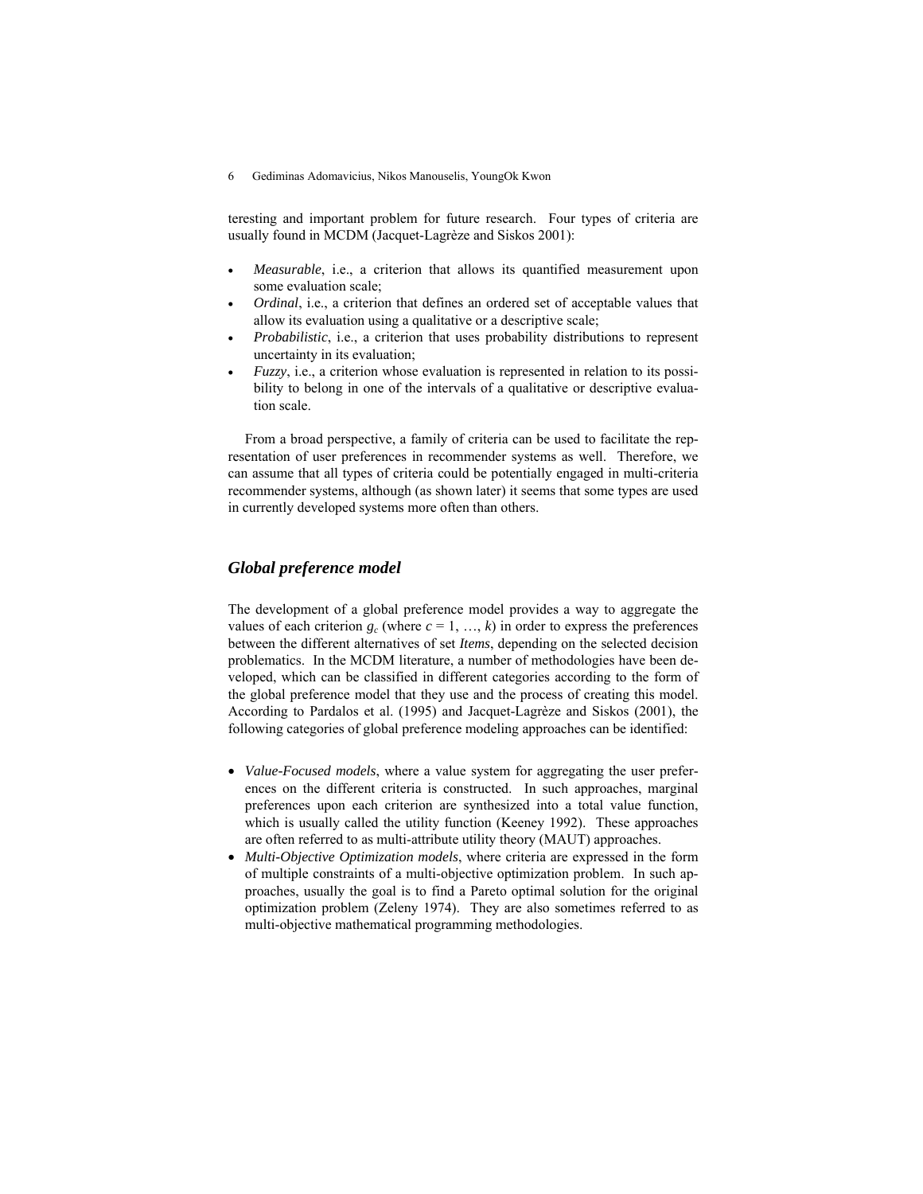teresting and important problem for future research. Four types of criteria are usually found in MCDM (Jacquet-Lagrèze and Siskos 2001):

- *Measurable*, i.e., a criterion that allows its quantified measurement upon some evaluation scale;
- *Ordinal*, i.e., a criterion that defines an ordered set of acceptable values that allow its evaluation using a qualitative or a descriptive scale;
- *Probabilistic*, i.e., a criterion that uses probability distributions to represent uncertainty in its evaluation;
- *Fuzzy*, i.e., a criterion whose evaluation is represented in relation to its possibility to belong in one of the intervals of a qualitative or descriptive evaluation scale.

From a broad perspective, a family of criteria can be used to facilitate the representation of user preferences in recommender systems as well. Therefore, we can assume that all types of criteria could be potentially engaged in multi-criteria recommender systems, although (as shown later) it seems that some types are used in currently developed systems more often than others.

## Global preference model

The development of a global preference model provides a way to aggregate the values of each criterion $g_c$ (where $c = 1, \ldots, k$) in order to express the preferences between the different alternatives of set *Items*, depending on the selected decision problematics. In the MCDM literature, a number of methodologies have been developed, which can be classified in different categories according to the form of the global preference model that they use and the process of creating this model. According to Pardalos et al. (1995) and Jacquet-Lagrèze and Siskos (2001), the following categories of global preference modeling approaches can be identified:

- *Value-Focused models*, where a value system for aggregating the user preferences on the different criteria is constructed. In such approaches, marginal preferences upon each criterion are synthesized into a total value function, which is usually called the utility function (Keeney 1992). These approaches are often referred to as multi-attribute utility theory (MAUT) approaches.
- *Multi-Objective Optimization models*, where criteria are expressed in the form of multiple constraints of a multi-objective optimization problem. In such approaches, usually the goal is to find a Pareto optimal solution for the original optimization problem (Zeleny 1974). They are also sometimes referred to as multi-objective mathematical programming methodologies.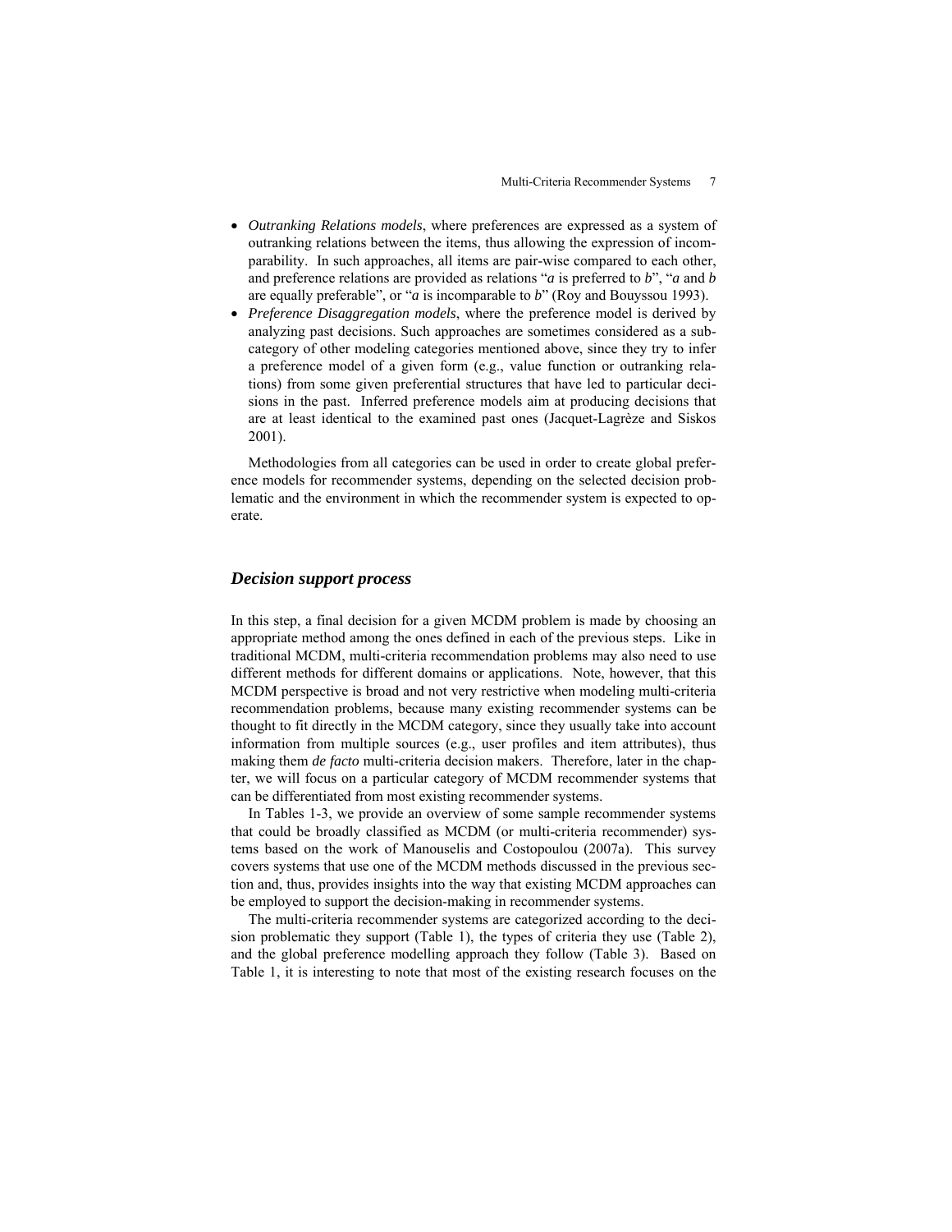- *Outranking Relations models*, where preferences are expressed as a system of outranking relations between the items, thus allowing the expression of incomparability. In such approaches, all items are pair-wise compared to each other, and preference relations are provided as relations "*a* is preferred to *b*", "*a* and *b* are equally preferable", or "*a* is incomparable to *b*" (Roy and Bouyssou 1993).
- *Preference Disaggregation models*, where the preference model is derived by analyzing past decisions. Such approaches are sometimes considered as a subcategory of other modeling categories mentioned above, since they try to infer a preference model of a given form (e.g., value function or outranking relations) from some given preferential structures that have led to particular decisions in the past. Inferred preference models aim at producing decisions that are at least identical to the examined past ones (Jacquet-Lagrèze and Siskos 2001).

Methodologies from all categories can be used in order to create global preference models for recommender systems, depending on the selected decision problematic and the environment in which the recommender system is expected to operate.

### *Decision support process*

In this step, a final decision for a given MCDM problem is made by choosing an appropriate method among the ones defined in each of the previous steps. Like in traditional MCDM, multi-criteria recommendation problems may also need to use different methods for different domains or applications. Note, however, that this MCDM perspective is broad and not very restrictive when modeling multi-criteria recommendation problems, because many existing recommender systems can be thought to fit directly in the MCDM category, since they usually take into account information from multiple sources (e.g., user profiles and item attributes), thus making them *de facto* multi-criteria decision makers. Therefore, later in the chapter, we will focus on a particular category of MCDM recommender systems that can be differentiated from most existing recommender systems.

In Tables 1-3, we provide an overview of some sample recommender systems that could be broadly classified as MCDM (or multi-criteria recommender) systems based on the work of Manouselis and Costopoulou (2007a). This survey covers systems that use one of the MCDM methods discussed in the previous section and, thus, provides insights into the way that existing MCDM approaches can be employed to support the decision-making in recommender systems.

The multi-criteria recommender systems are categorized according to the decision problematic they support (Table 1), the types of criteria they use (Table 2), and the global preference modelling approach they follow (Table 3). Based on Table 1, it is interesting to note that most of the existing research focuses on the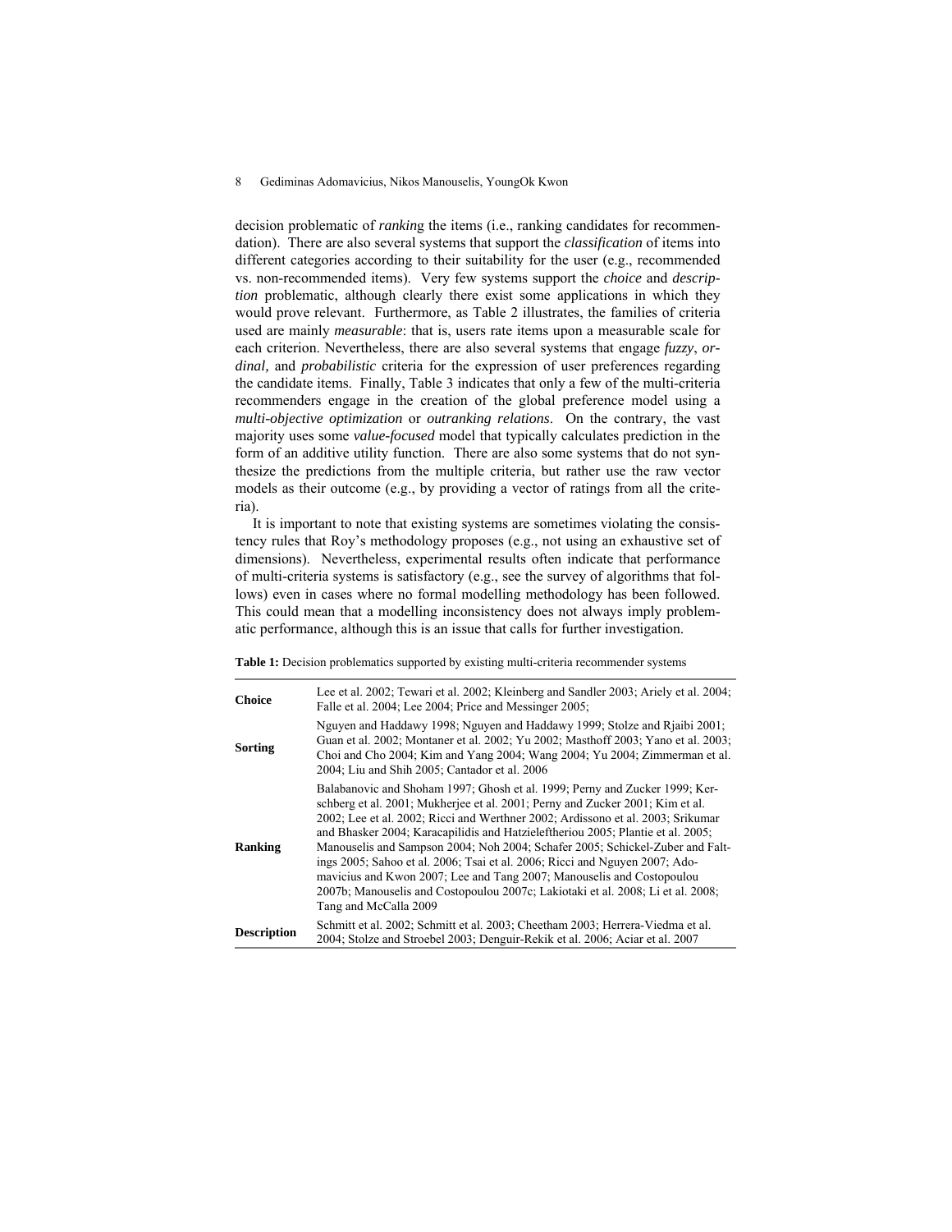decision problematic of *ranking* the items (i.e., ranking candidates for recommendation). There are also several systems that support the *classification* of items into different categories according to their suitability for the user (e.g., recommended vs. non-recommended items). Very few systems support the *choice* and *description* problematic, although clearly there exist some applications in which they would prove relevant. Furthermore, as Table 2 illustrates, the families of criteria used are mainly *measurable*: that is, users rate items upon a measurable scale for each criterion. Nevertheless, there are also several systems that engage *fuzzy*, *ordinal,* and *probabilistic* criteria for the expression of user preferences regarding the candidate items. Finally, Table 3 indicates that only a few of the multi-criteria recommenders engage in the creation of the global preference model using a *multi-objective optimization* or *outranking relations*. On the contrary, the vast majority uses some *value-focused* model that typically calculates prediction in the form of an additive utility function. There are also some systems that do not synthesize the predictions from the multiple criteria, but rather use the raw vector models as their outcome (e.g., by providing a vector of ratings from all the criteria).

It is important to note that existing systems are sometimes violating the consistency rules that Roy's methodology proposes (e.g., not using an exhaustive set of dimensions). Nevertheless, experimental results often indicate that performance of multi-criteria systems is satisfactory (e.g., see the survey of algorithms that follows) even in cases where no formal modelling methodology has been followed. This could mean that a modelling inconsistency does not always imply problematic performance, although this is an issue that calls for further investigation.

**Table 1:** Decision problematics supported by existing multi-criteria recommender systems

| | |
|---|---|
| **Choice** | Lee et al. 2002; Tewari et al. 2002; Kleinberg and Sandler 2003; Ariely et al. 2004; Falle et al. 2004; Lee 2004; Price and Messinger 2005; |
| **Sorting** | Nguyen and Haddawy 1998; Nguyen and Haddawy 1999; Stolze and Rjaibi 2001; Guan et al. 2002; Montaner et al. 2002; Yu 2002; Masthoff 2003; Yano et al. 2003; Choi and Cho 2004; Kim and Yang 2004; Wang 2004; Yu 2004; Zimmerman et al. 2004; Liu and Shih 2005; Cantador et al. 2006 |
| **Ranking** | Balabanovic and Shoham 1997; Ghosh et al. 1999; Perny and Zucker 1999; Kerschberg et al. 2001; Mukherjee et al. 2001; Perny and Zucker 2001; Kim et al. 2002; Lee et al. 2002; Ricci and Werthner 2002; Ardissono et al. 2003; Srikumar and Bhasker 2004; Karacapilidis and Hatzieleftheriou 2005; Plantie et al. 2005; Manouselis and Sampson 2004; Noh 2004; Schafer 2005; Schickel-Zuber and Faltings 2005; Sahoo et al. 2006; Tsai et al. 2006; Ricci and Nguyen 2007; Adomavicius and Kwon 2007; Lee and Tang 2007; Manouselis and Costopoulou 2007b; Manouselis and Costopoulou 2007c; Lakiotaki et al. 2008; Li et al. 2008; Tang and McCalla 2009 |
| **Description** | Schmitt et al. 2002; Schmitt et al. 2003; Cheetham 2003; Herrera-Viedma et al. 2004; Stolze and Stroebel 2003; Denguir-Rekik et al. 2006; Aciar et al. 2007 |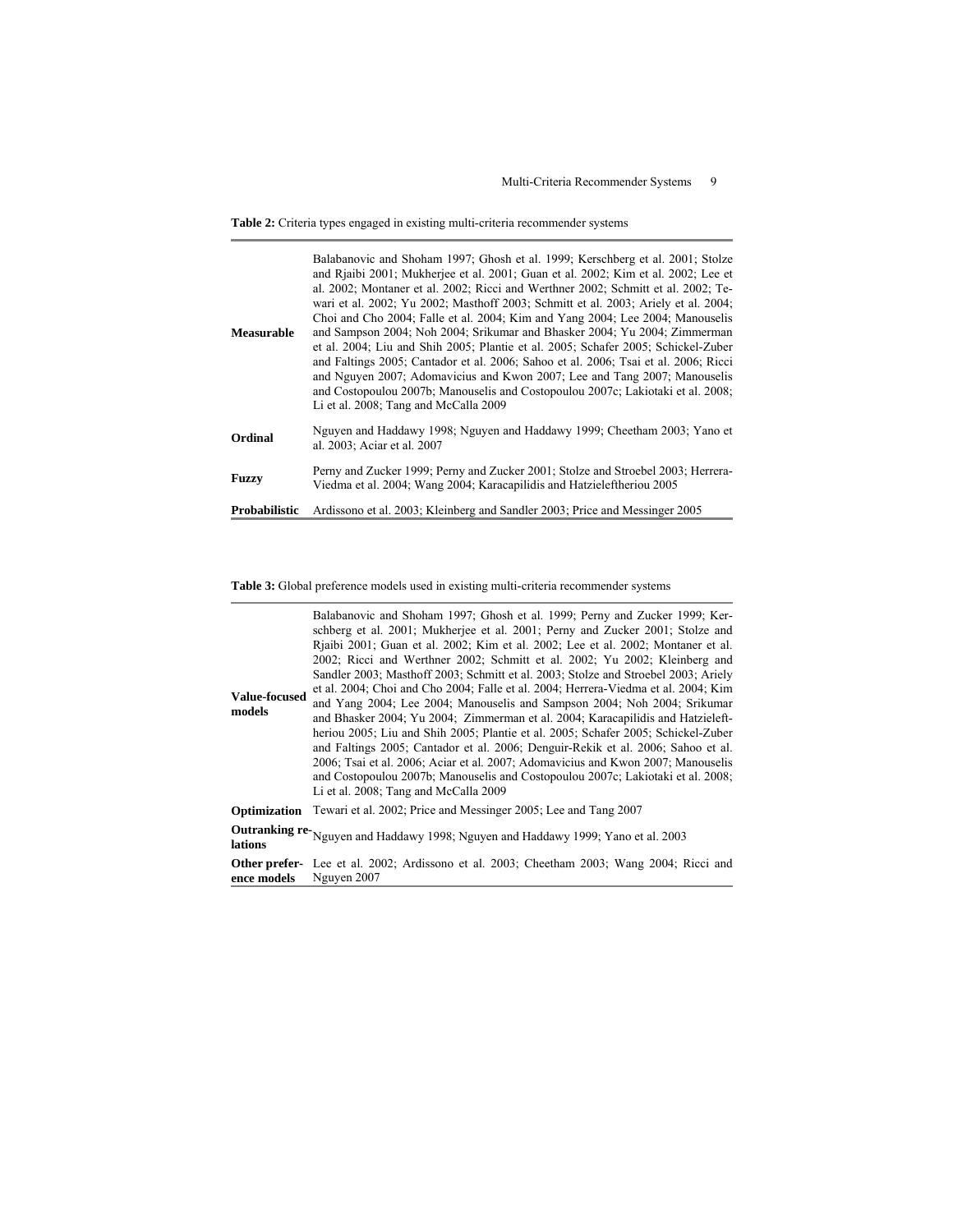**Table 2:** Criteria types engaged in existing multi-criteria recommender systems

| | |
|---|---|
| **Measurable** | Balabanovic and Shoham 1997; Ghosh et al. 1999; Kerschberg et al. 2001; Stolze and Rjaibi 2001; Mukherjee et al. 2001; Guan et al. 2002; Kim et al. 2002; Lee et al. 2002; Montaner et al. 2002; Ricci and Werthner 2002; Schmitt et al. 2002; Tewari et al. 2002; Yu 2002; Masthoff 2003; Schmitt et al. 2003; Ariely et al. 2004; Choi and Cho 2004; Falle et al. 2004; Kim and Yang 2004; Lee 2004; Manouselis and Sampson 2004; Noh 2004; Srikumar and Bhasker 2004; Yu 2004; Zimmerman et al. 2004; Liu and Shih 2005; Plantie et al. 2005; Schafer 2005; Schickel-Zuber and Faltings 2005; Cantador et al. 2006; Sahoo et al. 2006; Tsai et al. 2006; Ricci and Nguyen 2007; Adomavicius and Kwon 2007; Lee and Tang 2007; Manouselis and Costopoulou 2007b; Manouselis and Costopoulou 2007c; Lakiotaki et al. 2008; Li et al. 2008; Tang and McCalla 2009 |
| **Ordinal** | Nguyen and Haddawy 1998; Nguyen and Haddawy 1999; Cheetham 2003; Yano et al. 2003; Aciar et al. 2007 |
| **Fuzzy** | Perny and Zucker 1999; Perny and Zucker 2001; Stolze and Stroebel 2003; Herrera-Viedma et al. 2004; Wang 2004; Karacapilidis and Hatzieleftheriou 2005 |
| **Probabilistic** | Ardissono et al. 2003; Kleinberg and Sandler 2003; Price and Messinger 2005 |

**Table 3:** Global preference models used in existing multi-criteria recommender systems

| | |
|---|---|
| **Value-focused models** | Balabanovic and Shoham 1997; Ghosh et al. 1999; Perny and Zucker 1999; Kerschberg et al. 2001; Mukherjee et al. 2001; Perny and Zucker 2001; Stolze and Rjaibi 2001; Guan et al. 2002; Kim et al. 2002; Lee et al. 2002; Montaner et al. 2002; Ricci and Werthner 2002; Schmitt et al. 2002; Yu 2002; Kleinberg and Sandler 2003; Masthoff 2003; Schmitt et al. 2003; Stolze and Stroebel 2003; Ariely et al. 2004; Choi and Cho 2004; Falle et al. 2004; Herrera-Viedma et al. 2004; Kim and Yang 2004; Lee 2004; Manouselis and Sampson 2004; Noh 2004; Srikumar and Bhasker 2004; Yu 2004; Zimmerman et al. 2004; Karacapilidis and Hatzieleftheriou 2005; Liu and Shih 2005; Plantie et al. 2005; Schafer 2005; Schickel-Zuber and Faltings 2005; Cantador et al. 2006; Denguir-Rekik et al. 2006; Sahoo et al. 2006; Tsai et al. 2006; Aciar et al. 2007; Adomavicius and Kwon 2007; Manouselis and Costopoulou 2007b; Manouselis and Costopoulou 2007c; Lakiotaki et al. 2008; Li et al. 2008; Tang and McCalla 2009 |
| **Optimization** | Tewari et al. 2002; Price and Messinger 2005; Lee and Tang 2007 |
| **Outranking relations** | Nguyen and Haddawy 1998; Nguyen and Haddawy 1999; Yano et al. 2003 |
| **Other preference models** | Lee et al. 2002; Ardissono et al. 2003; Cheetham 2003; Wang 2004; Ricci and Nguyen 2007 |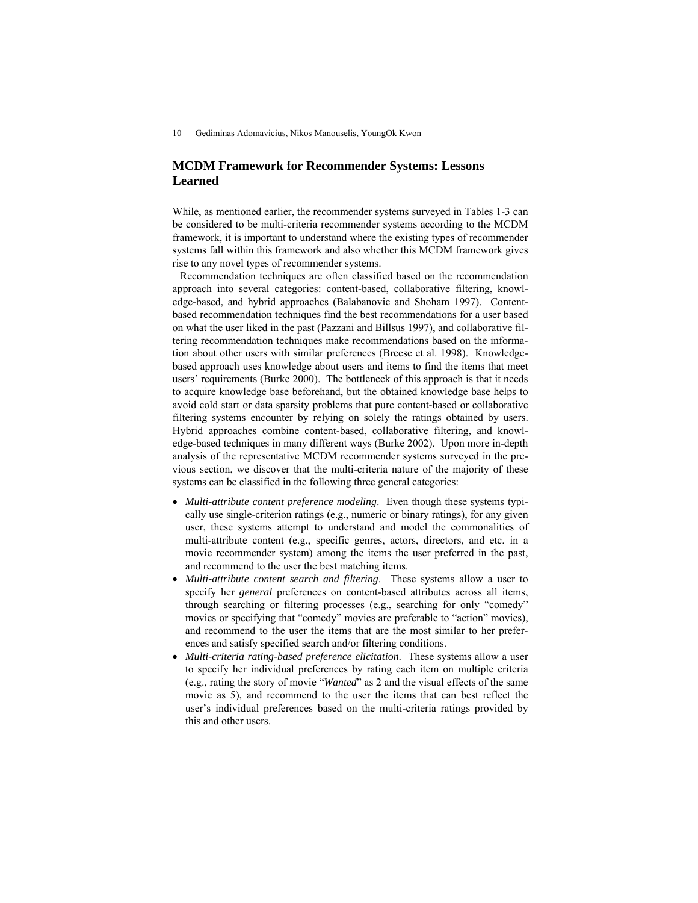## MCDM Framework for Recommender Systems: Lessons Learned

While, as mentioned earlier, the recommender systems surveyed in Tables 1-3 can be considered to be multi-criteria recommender systems according to the MCDM framework, it is important to understand where the existing types of recommender systems fall within this framework and also whether this MCDM framework gives rise to any novel types of recommender systems.

Recommendation techniques are often classified based on the recommendation approach into several categories: content-based, collaborative filtering, knowledge-based, and hybrid approaches (Balabanovic and Shoham 1997). Content-based recommendation techniques find the best recommendations for a user based on what the user liked in the past (Pazzani and Billsus 1997), and collaborative filtering recommendation techniques make recommendations based on the information about other users with similar preferences (Breese et al. 1998). Knowledge-based approach uses knowledge about users and items to find the items that meet users' requirements (Burke 2000). The bottleneck of this approach is that it needs to acquire knowledge base beforehand, but the obtained knowledge base helps to avoid cold start or data sparsity problems that pure content-based or collaborative filtering systems encounter by relying on solely the ratings obtained by users. Hybrid approaches combine content-based, collaborative filtering, and knowledge-based techniques in many different ways (Burke 2002). Upon more in-depth analysis of the representative MCDM recommender systems surveyed in the previous section, we discover that the multi-criteria nature of the majority of these systems can be classified in the following three general categories:

- *Multi-attribute content preference modeling*. Even though these systems typically use single-criterion ratings (e.g., numeric or binary ratings), for any given user, these systems attempt to understand and model the commonalities of multi-attribute content (e.g., specific genres, actors, directors, and etc. in a movie recommender system) among the items the user preferred in the past, and recommend to the user the best matching items.
- *Multi-attribute content search and filtering*. These systems allow a user to specify her *general* preferences on content-based attributes across all items, through searching or filtering processes (e.g., searching for only "comedy" movies or specifying that "comedy" movies are preferable to "action" movies), and recommend to the user the items that are the most similar to her preferences and satisfy specified search and/or filtering conditions.
- *Multi-criteria rating-based preference elicitation*. These systems allow a user to specify her individual preferences by rating each item on multiple criteria (e.g., rating the story of movie "*Wanted*" as 2 and the visual effects of the same movie as 5), and recommend to the user the items that can best reflect the user's individual preferences based on the multi-criteria ratings provided by this and other users.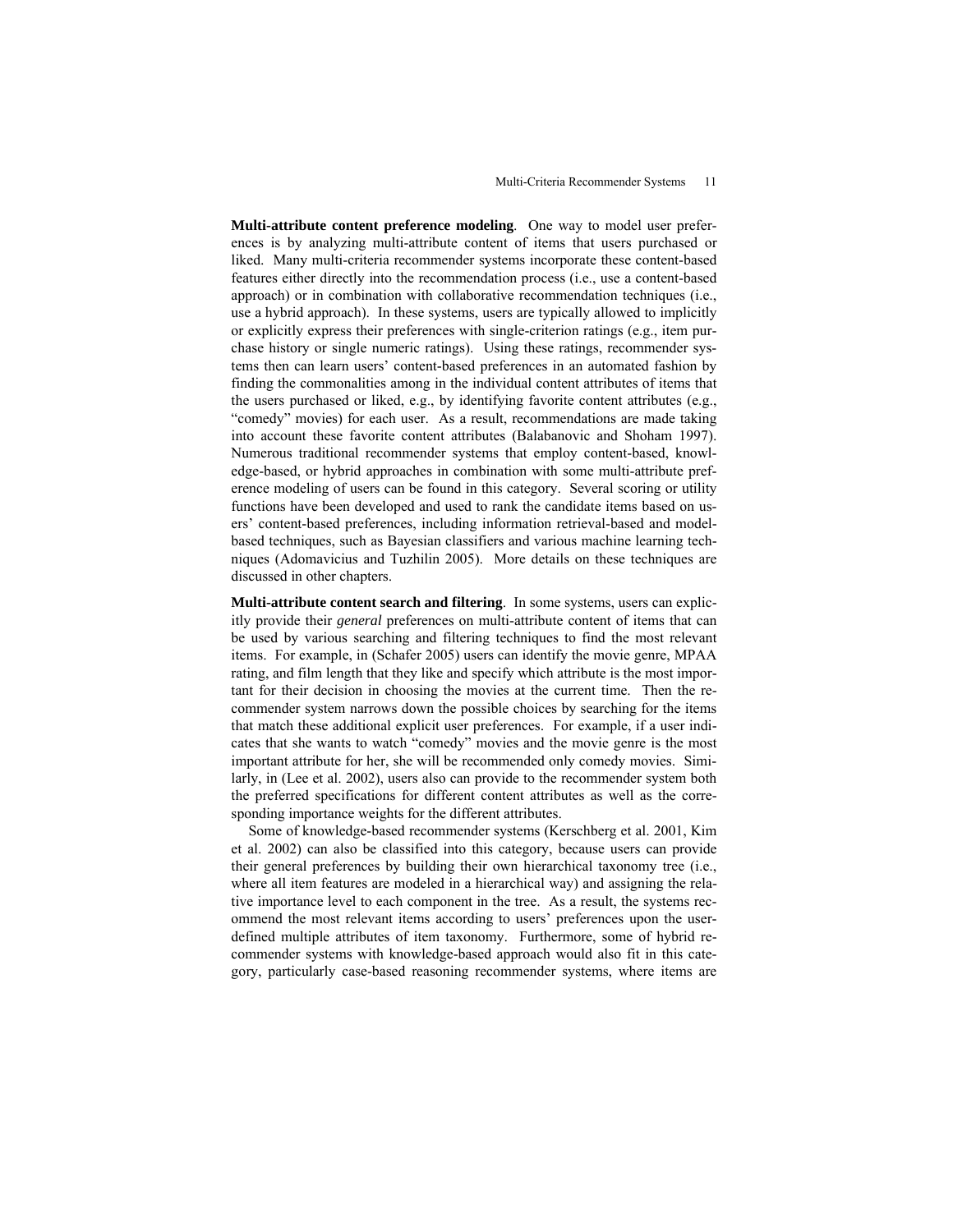**Multi-attribute content preference modeling**. One way to model user preferences is by analyzing multi-attribute content of items that users purchased or liked. Many multi-criteria recommender systems incorporate these content-based features either directly into the recommendation process (i.e., use a content-based approach) or in combination with collaborative recommendation techniques (i.e., use a hybrid approach). In these systems, users are typically allowed to implicitly or explicitly express their preferences with single-criterion ratings (e.g., item purchase history or single numeric ratings). Using these ratings, recommender systems then can learn users' content-based preferences in an automated fashion by finding the commonalities among in the individual content attributes of items that the users purchased or liked, e.g., by identifying favorite content attributes (e.g., "comedy" movies) for each user. As a result, recommendations are made taking into account these favorite content attributes (Balabanovic and Shoham 1997). Numerous traditional recommender systems that employ content-based, knowledge-based, or hybrid approaches in combination with some multi-attribute preference modeling of users can be found in this category. Several scoring or utility functions have been developed and used to rank the candidate items based on users' content-based preferences, including information retrieval-based and model-based techniques, such as Bayesian classifiers and various machine learning techniques (Adomavicius and Tuzhilin 2005). More details on these techniques are discussed in other chapters.

**Multi-attribute content search and filtering**. In some systems, users can explicitly provide their *general* preferences on multi-attribute content of items that can be used by various searching and filtering techniques to find the most relevant items. For example, in (Schafer 2005) users can identify the movie genre, MPAA rating, and film length that they like and specify which attribute is the most important for their decision in choosing the movies at the current time. Then the recommender system narrows down the possible choices by searching for the items that match these additional explicit user preferences. For example, if a user indicates that she wants to watch "comedy" movies and the movie genre is the most important attribute for her, she will be recommended only comedy movies. Similarly, in (Lee et al. 2002), users also can provide to the recommender system both the preferred specifications for different content attributes as well as the corresponding importance weights for the different attributes.

Some of knowledge-based recommender systems (Kerschberg et al. 2001, Kim et al. 2002) can also be classified into this category, because users can provide their general preferences by building their own hierarchical taxonomy tree (i.e., where all item features are modeled in a hierarchical way) and assigning the relative importance level to each component in the tree. As a result, the systems recommend the most relevant items according to users' preferences upon the user-defined multiple attributes of item taxonomy. Furthermore, some of hybrid recommender systems with knowledge-based approach would also fit in this category, particularly case-based reasoning recommender systems, where items are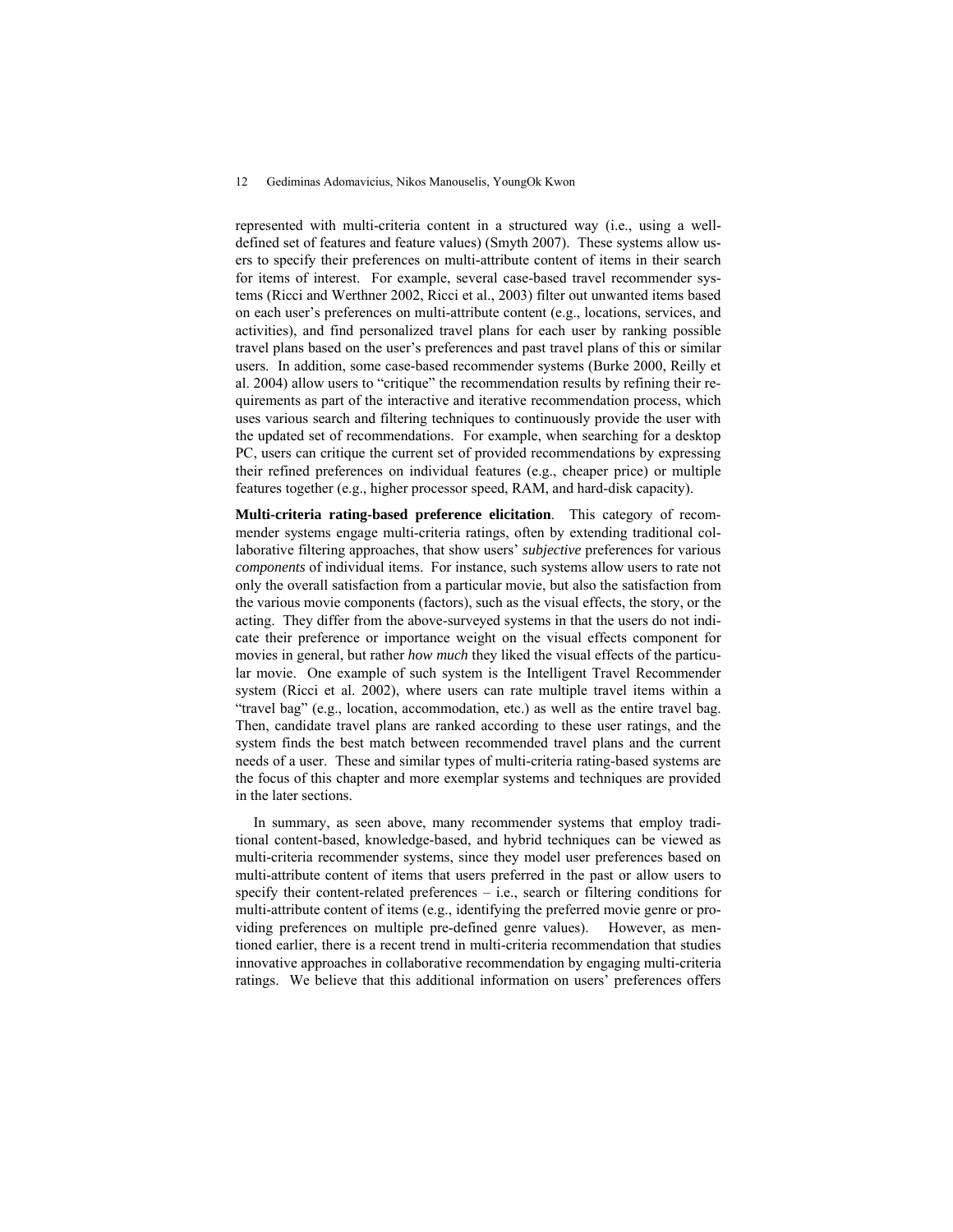represented with multi-criteria content in a structured way (i.e., using a well-defined set of features and feature values) (Smyth 2007). These systems allow users to specify their preferences on multi-attribute content of items in their search for items of interest. For example, several case-based travel recommender systems (Ricci and Werthner 2002, Ricci et al., 2003) filter out unwanted items based on each user's preferences on multi-attribute content (e.g., locations, services, and activities), and find personalized travel plans for each user by ranking possible travel plans based on the user's preferences and past travel plans of this or similar users. In addition, some case-based recommender systems (Burke 2000, Reilly et al. 2004) allow users to "critique" the recommendation results by refining their requirements as part of the interactive and iterative recommendation process, which uses various search and filtering techniques to continuously provide the user with the updated set of recommendations. For example, when searching for a desktop PC, users can critique the current set of provided recommendations by expressing their refined preferences on individual features (e.g., cheaper price) or multiple features together (e.g., higher processor speed, RAM, and hard-disk capacity).

**Multi-criteria rating-based preference elicitation**. This category of recommender systems engage multi-criteria ratings, often by extending traditional collaborative filtering approaches, that show users' *subjective* preferences for various *components* of individual items. For instance, such systems allow users to rate not only the overall satisfaction from a particular movie, but also the satisfaction from the various movie components (factors), such as the visual effects, the story, or the acting. They differ from the above-surveyed systems in that the users do not indicate their preference or importance weight on the visual effects component for movies in general, but rather *how much* they liked the visual effects of the particular movie. One example of such system is the Intelligent Travel Recommender system (Ricci et al. 2002), where users can rate multiple travel items within a "travel bag" (e.g., location, accommodation, etc.) as well as the entire travel bag. Then, candidate travel plans are ranked according to these user ratings, and the system finds the best match between recommended travel plans and the current needs of a user. These and similar types of multi-criteria rating-based systems are the focus of this chapter and more exemplar systems and techniques are provided in the later sections.

In summary, as seen above, many recommender systems that employ traditional content-based, knowledge-based, and hybrid techniques can be viewed as multi-criteria recommender systems, since they model user preferences based on multi-attribute content of items that users preferred in the past or allow users to specify their content-related preferences – i.e., search or filtering conditions for multi-attribute content of items (e.g., identifying the preferred movie genre or providing preferences on multiple pre-defined genre values). However, as mentioned earlier, there is a recent trend in multi-criteria recommendation that studies innovative approaches in collaborative recommendation by engaging multi-criteria ratings. We believe that this additional information on users' preferences offers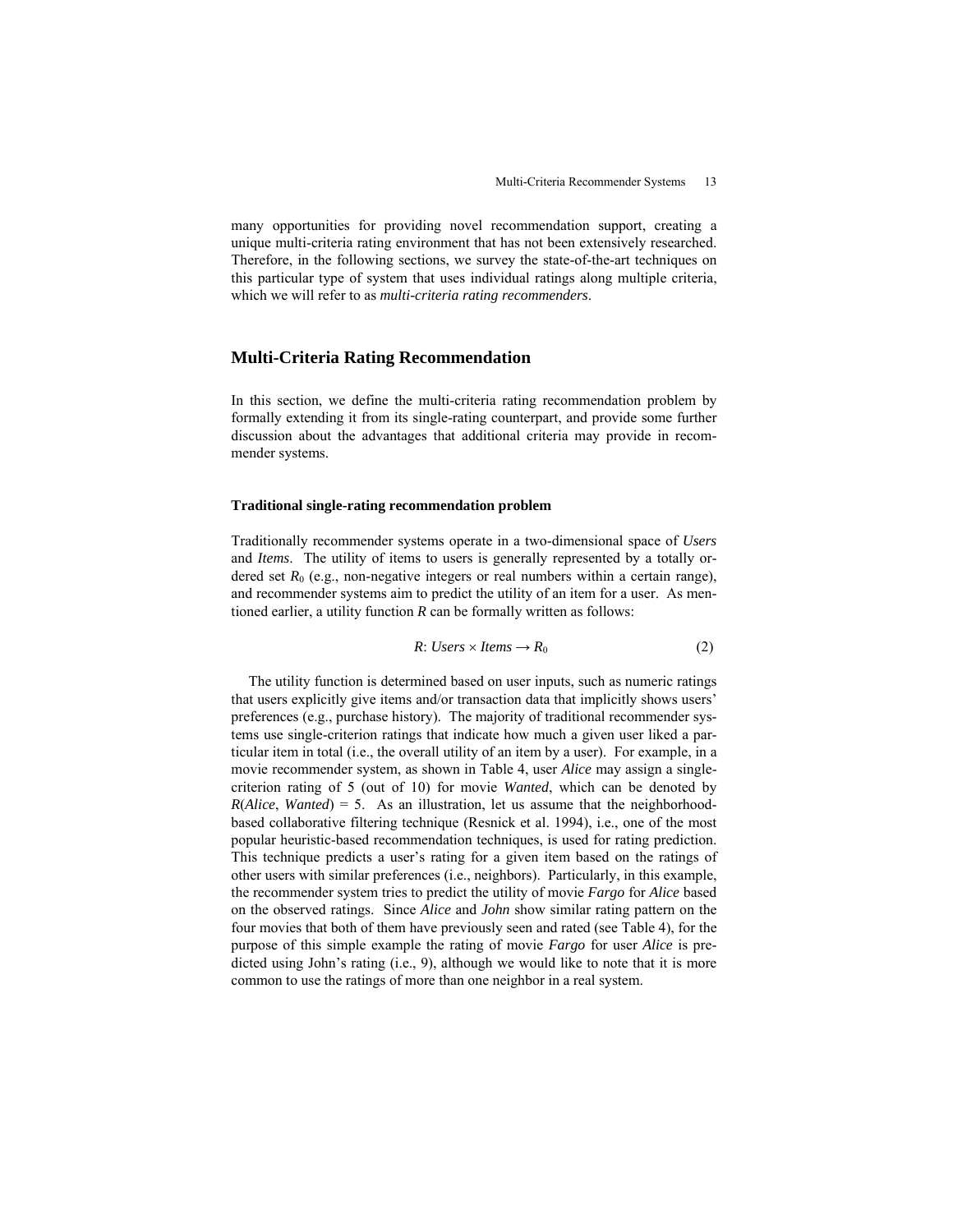many opportunities for providing novel recommendation support, creating a unique multi-criteria rating environment that has not been extensively researched. Therefore, in the following sections, we survey the state-of-the-art techniques on this particular type of system that uses individual ratings along multiple criteria, which we will refer to as *multi-criteria rating recommenders*.

## Multi-Criteria Rating Recommendation

In this section, we define the multi-criteria rating recommendation problem by formally extending it from its single-rating counterpart, and provide some further discussion about the advantages that additional criteria may provide in recommender systems.

### Traditional single-rating recommendation problem

Traditionally recommender systems operate in a two-dimensional space of *Users* and *Items*. The utility of items to users is generally represented by a totally ordered set $R_0$ (e.g., non-negative integers or real numbers within a certain range), and recommender systems aim to predict the utility of an item for a user. As mentioned earlier, a utility function $R$ can be formally written as follows:

$$R\text{: } Users \times Items \rightarrow R_0 \tag{2}$$

The utility function is determined based on user inputs, such as numeric ratings that users explicitly give items and/or transaction data that implicitly shows users' preferences (e.g., purchase history). The majority of traditional recommender systems use single-criterion ratings that indicate how much a given user liked a particular item in total (i.e., the overall utility of an item by a user). For example, in a movie recommender system, as shown in Table 4, user *Alice* may assign a single-criterion rating of 5 (out of 10) for movie *Wanted*, which can be denoted by $R(Alice, Wanted) = 5$. As an illustration, let us assume that the neighborhood-based collaborative filtering technique (Resnick et al. 1994), i.e., one of the most popular heuristic-based recommendation techniques, is used for rating prediction. This technique predicts a user's rating for a given item based on the ratings of other users with similar preferences (i.e., neighbors). Particularly, in this example, the recommender system tries to predict the utility of movie *Fargo* for *Alice* based on the observed ratings. Since *Alice* and *John* show similar rating pattern on the four movies that both of them have previously seen and rated (see Table 4), for the purpose of this simple example the rating of movie *Fargo* for user *Alice* is predicted using John's rating (i.e., 9), although we would like to note that it is more common to use the ratings of more than one neighbor in a real system.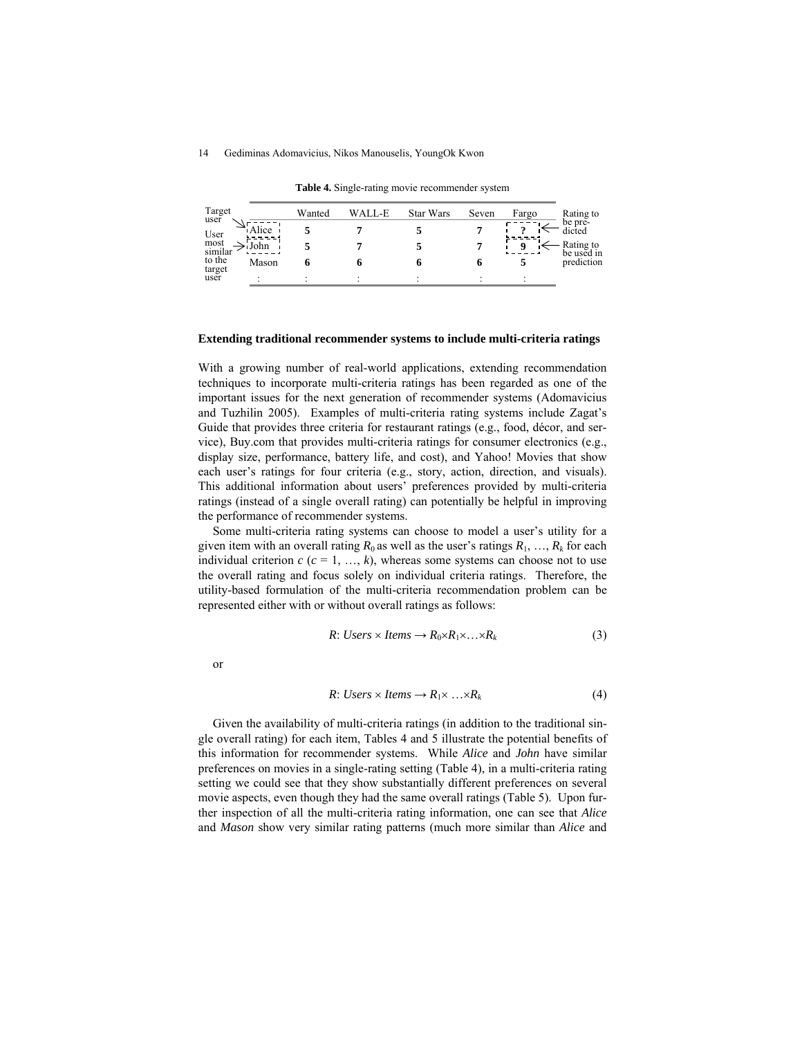**Table 4.** Single-rating movie recommender system

| | | Wanted | WALL-E | Star Wars | Seven | Fargo | |
|---|---|---|---|---|---|---|---|
| Target user → | Alice | **5** | **7** | **5** | **7** | **?** | ← Rating to be predicted |
| User most similar to the target user → | John | **5** | **7** | **5** | **7** | **9** | ← Rating to be used in prediction |
| | Mason | **6** | **6** | **6** | **6** | **5** | |
| | : | : | : | : | : | : | |

### Extending traditional recommender systems to include multi-criteria ratings

With a growing number of real-world applications, extending recommendation techniques to incorporate multi-criteria ratings has been regarded as one of the important issues for the next generation of recommender systems (Adomavicius and Tuzhilin 2005). Examples of multi-criteria rating systems include Zagat's Guide that provides three criteria for restaurant ratings (e.g., food, décor, and service), Buy.com that provides multi-criteria ratings for consumer electronics (e.g., display size, performance, battery life, and cost), and Yahoo! Movies that show each user's ratings for four criteria (e.g., story, action, direction, and visuals). This additional information about users' preferences provided by multi-criteria ratings (instead of a single overall rating) can potentially be helpful in improving the performance of recommender systems.

Some multi-criteria rating systems can choose to model a user's utility for a given item with an overall rating $R_0$ as well as the user's ratings $R_1, \ldots, R_k$ for each individual criterion $c$ ($c = 1, \ldots, k$), whereas some systems can choose not to use the overall rating and focus solely on individual criteria ratings. Therefore, the utility-based formulation of the multi-criteria recommendation problem can be represented either with or without overall ratings as follows:

$$R\colon \mathit{Users} \times \mathit{Items} \rightarrow R_0 \times R_1 \times \ldots \times R_k \quad (3)$$

or

$$R\colon \mathit{Users} \times \mathit{Items} \rightarrow R_1 \times \ldots \times R_k \quad (4)$$

Given the availability of multi-criteria ratings (in addition to the traditional single overall rating) for each item, Tables 4 and 5 illustrate the potential benefits of this information for recommender systems. While *Alice* and *John* have similar preferences on movies in a single-rating setting (Table 4), in a multi-criteria rating setting we could see that they show substantially different preferences on several movie aspects, even though they had the same overall ratings (Table 5). Upon further inspection of all the multi-criteria rating information, one can see that *Alice* and *Mason* show very similar rating patterns (much more similar than *Alice* and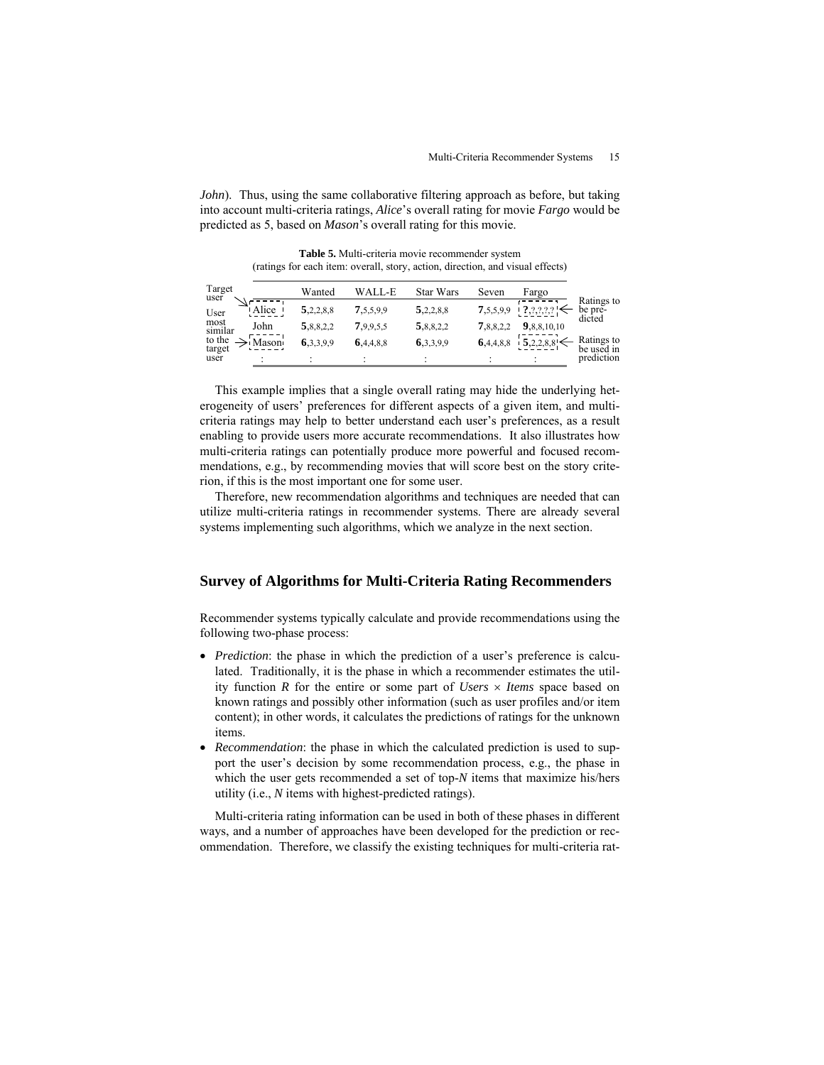*John*). Thus, using the same collaborative filtering approach as before, but taking into account multi-criteria ratings, *Alice*'s overall rating for movie *Fargo* would be predicted as 5, based on *Mason*'s overall rating for this movie.

**Table 5.** Multi-criteria movie recommender system
(ratings for each item: overall, story, action, direction, and visual effects)

| | | Wanted | WALL-E | Star Wars | Seven | Fargo | |
|---|---|---|---|---|---|---|---|
| Target user → | Alice | **5**,2,2,8,8 | **7**,5,5,9,9 | **5**,2,2,8,8 | **7**,5,5,9,9 | **?**,?,?,?,? | ← Ratings to be predicted |
| User most similar | John | **5**,8,8,2,2 | **7**,9,9,5,5 | **5**,8,8,2,2 | **7**,8,8,2,2 | **9**,8,8,10,10 | |
| to the target user → | Mason | **6**,3,3,9,9 | **6**,4,4,8,8 | **6**,3,3,9,9 | **6**,4,4,8,8 | **5**,2,2,8,8 | ← Ratings to be used in prediction |
| | : | : | : | : | : | : | |

This example implies that a single overall rating may hide the underlying heterogeneity of users' preferences for different aspects of a given item, and multi-criteria ratings may help to better understand each user's preferences, as a result enabling to provide users more accurate recommendations. It also illustrates how multi-criteria ratings can potentially produce more powerful and focused recommendations, e.g., by recommending movies that will score best on the story criterion, if this is the most important one for some user.

Therefore, new recommendation algorithms and techniques are needed that can utilize multi-criteria ratings in recommender systems. There are already several systems implementing such algorithms, which we analyze in the next section.

## Survey of Algorithms for Multi-Criteria Rating Recommenders

Recommender systems typically calculate and provide recommendations using the following two-phase process:

- *Prediction*: the phase in which the prediction of a user's preference is calculated. Traditionally, it is the phase in which a recommender estimates the utility function $R$ for the entire or some part of $Users \times Items$ space based on known ratings and possibly other information (such as user profiles and/or item content); in other words, it calculates the predictions of ratings for the unknown items.
- *Recommendation*: the phase in which the calculated prediction is used to support the user's decision by some recommendation process, e.g., the phase in which the user gets recommended a set of top-$N$ items that maximize his/hers utility (i.e., $N$ items with highest-predicted ratings).

Multi-criteria rating information can be used in both of these phases in different ways, and a number of approaches have been developed for the prediction or recommendation. Therefore, we classify the existing techniques for multi-criteria rat-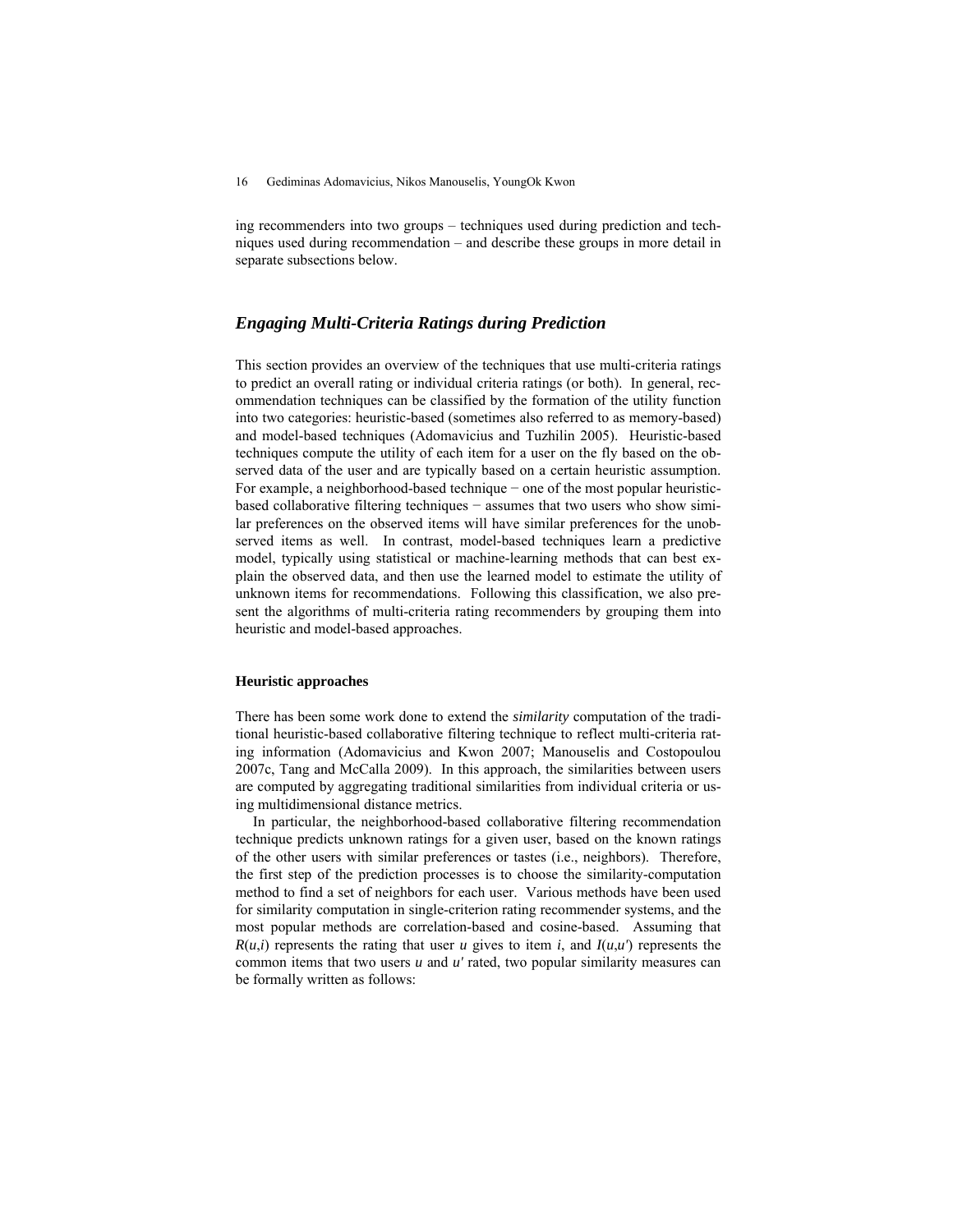ing recommenders into two groups – techniques used during prediction and techniques used during recommendation – and describe these groups in more detail in separate subsections below.

## *Engaging Multi-Criteria Ratings during Prediction*

This section provides an overview of the techniques that use multi-criteria ratings to predict an overall rating or individual criteria ratings (or both). In general, recommendation techniques can be classified by the formation of the utility function into two categories: heuristic-based (sometimes also referred to as memory-based) and model-based techniques (Adomavicius and Tuzhilin 2005). Heuristic-based techniques compute the utility of each item for a user on the fly based on the observed data of the user and are typically based on a certain heuristic assumption. For example, a neighborhood-based technique − one of the most popular heuristic-based collaborative filtering techniques − assumes that two users who show similar preferences on the observed items will have similar preferences for the unobserved items as well. In contrast, model-based techniques learn a predictive model, typically using statistical or machine-learning methods that can best explain the observed data, and then use the learned model to estimate the utility of unknown items for recommendations. Following this classification, we also present the algorithms of multi-criteria rating recommenders by grouping them into heuristic and model-based approaches.

### Heuristic approaches

There has been some work done to extend the *similarity* computation of the traditional heuristic-based collaborative filtering technique to reflect multi-criteria rating information (Adomavicius and Kwon 2007; Manouselis and Costopoulou 2007c, Tang and McCalla 2009). In this approach, the similarities between users are computed by aggregating traditional similarities from individual criteria or using multidimensional distance metrics.

In particular, the neighborhood-based collaborative filtering recommendation technique predicts unknown ratings for a given user, based on the known ratings of the other users with similar preferences or tastes (i.e., neighbors). Therefore, the first step of the prediction processes is to choose the similarity-computation method to find a set of neighbors for each user. Various methods have been used for similarity computation in single-criterion rating recommender systems, and the most popular methods are correlation-based and cosine-based. Assuming that $R(u,i)$ represents the rating that user $u$ gives to item $i$, and $I(u,u')$ represents the common items that two users $u$ and $u'$ rated, two popular similarity measures can be formally written as follows: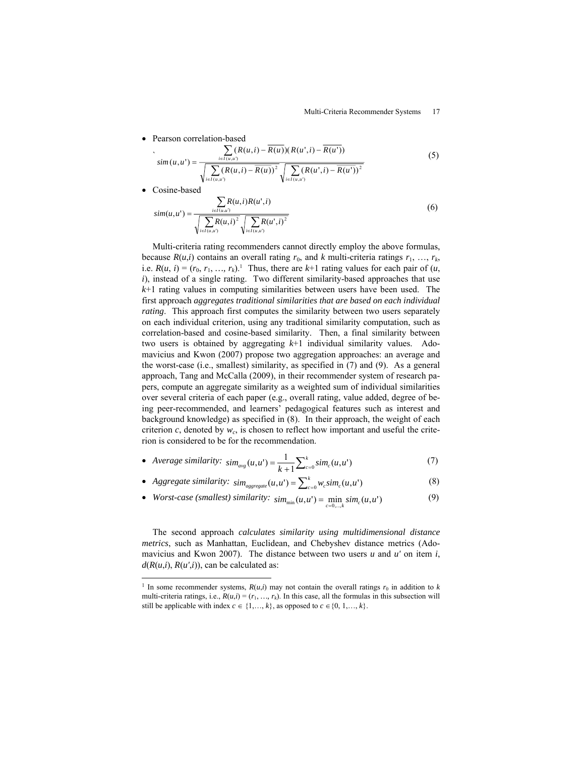- Pearson correlation-based

$$sim(u,u') = \frac{\sum_{i \in I(u,u')} (R(u,i) - \overline{R(u)})(R(u',i) - \overline{R(u')})}{\sqrt{\sum_{i \in I(u,u')} (R(u,i) - \overline{R(u)})^2} \sqrt{\sum_{i \in I(u,u')} (R(u',i) - \overline{R(u')})^2}} \tag{5}$$

- Cosine-based

$$sim(u,u') = \frac{\sum_{i \in I(u,u')} R(u,i)R(u',i)}{\sqrt{\sum_{i \in I(u,u')} R(u,i)^2} \sqrt{\sum_{i \in I(u,u')} R(u',i)^2}} \tag{6}$$

Multi-criteria rating recommenders cannot directly employ the above formulas, because $R(u,i)$ contains an overall rating $r_0$, and $k$ multi-criteria ratings $r_1, \ldots, r_k$, i.e. $R(u, i) = (r_0, r_1, \ldots, r_k)$.[1] Thus, there are $k$+1 rating values for each pair of ($u$, $i$), instead of a single rating. Two different similarity-based approaches that use $k$+1 rating values in computing similarities between users have been used. The first approach *aggregates traditional similarities that are based on each individual rating*. This approach first computes the similarity between two users separately on each individual criterion, using any traditional similarity computation, such as correlation-based and cosine-based similarity. Then, a final similarity between two users is obtained by aggregating $k$+1 individual similarity values. Adomavicius and Kwon (2007) propose two aggregation approaches: an average and the worst-case (i.e., smallest) similarity, as specified in (7) and (9). As a general approach, Tang and McCalla (2009), in their recommender system of research papers, compute an aggregate similarity as a weighted sum of individual similarities over several criteria of each paper (e.g., overall rating, value added, degree of being peer-recommended, and learners' pedagogical features such as interest and background knowledge) as specified in (8). In their approach, the weight of each criterion $c$, denoted by $w_c$, is chosen to reflect how important and useful the criterion is considered to be for the recommendation.

- *Average similarity:* $sim_{avg}(u,u') = \frac{1}{k+1} \sum_{c=0}^{k} sim_c(u,u')$ (7)
- *Aggregate similarity:* $sim_{aggregate}(u,u') = \sum_{c=0}^{k} w_c sim_c(u,u')$ (8)
- *Worst-case (smallest) similarity:* $sim_{\min}(u,u') = \min_{c=0,\ldots,k} sim_c(u,u')$ (9)

The second approach *calculates similarity using multidimensional distance metrics*, such as Manhattan, Euclidean, and Chebyshev distance metrics (Adomavicius and Kwon 2007). The distance between two users $u$ and $u'$ on item $i$, $d(R(u,i), R(u',i))$, can be calculated as:

[1] In some recommender systems, $R(u,i)$ may not contain the overall ratings $r_0$ in addition to $k$ multi-criteria ratings, i.e., $R(u,i) = (r_1, \ldots, r_k)$. In this case, all the formulas in this subsection will still be applicable with index $c \in \{1,\ldots, k\}$, as opposed to $c \in \{0, 1,\ldots, k\}$.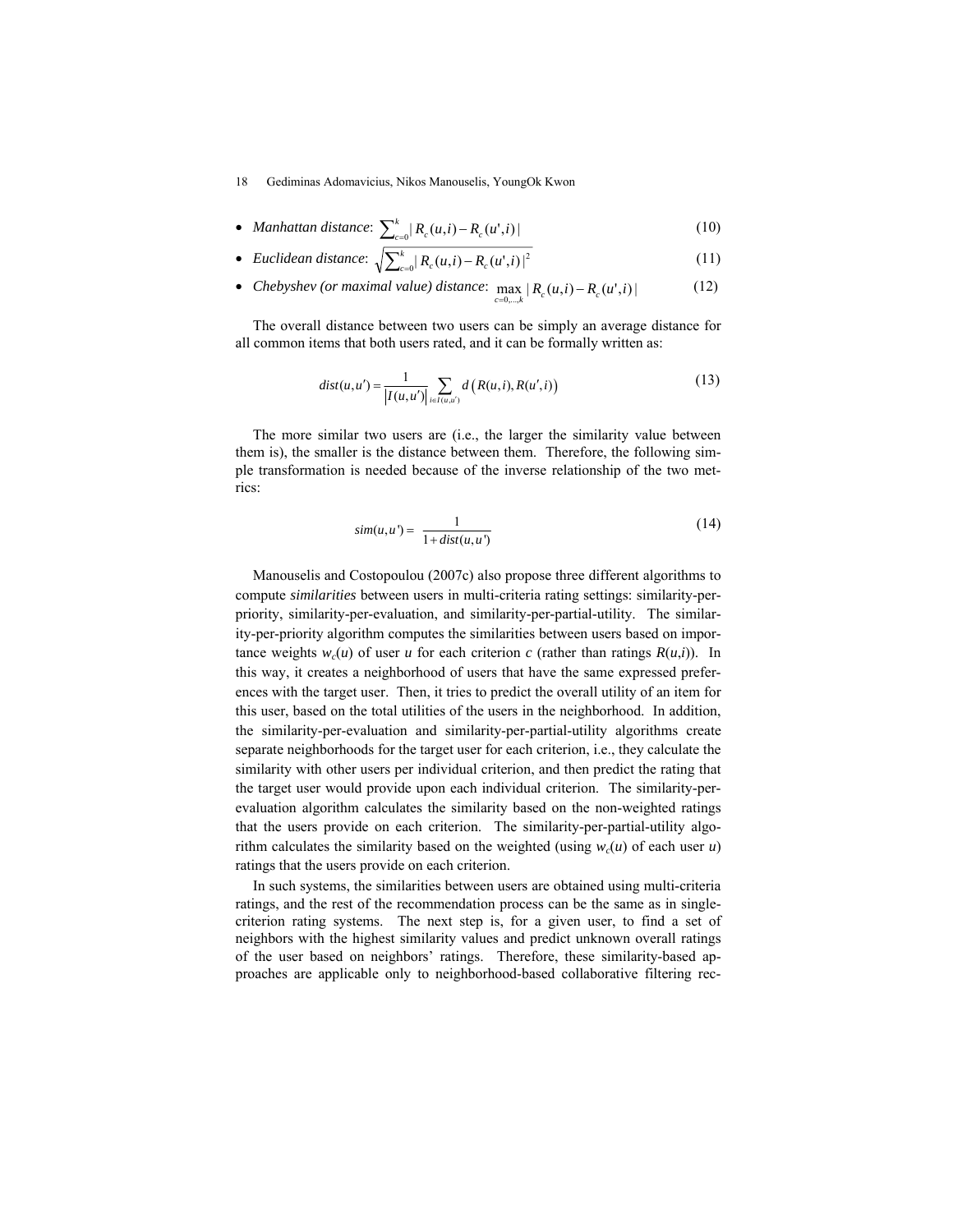- *Manhattan distance*: $\sum_{c=0}^{k} | R_c(u,i) - R_c(u',i) |$ (10)
- *Euclidean distance*: $\sqrt{\sum_{c=0}^{k} | R_c(u,i) - R_c(u',i) |^2}$ (11)
- *Chebyshev (or maximal value) distance*: $\max_{c=0,\ldots,k} | R_c(u,i) - R_c(u',i) |$ (12)

The overall distance between two users can be simply an average distance for all common items that both users rated, and it can be formally written as:

$$dist(u,u') = \frac{1}{|I(u,u')|} \sum_{i \in I(u,u')} d\left(R(u,i), R(u',i)\right) \tag{13}$$

The more similar two users are (i.e., the larger the similarity value between them is), the smaller is the distance between them. Therefore, the following simple transformation is needed because of the inverse relationship of the two metrics:

$$sim(u,u') = \frac{1}{1 + dist(u,u')} \tag{14}$$

Manouselis and Costopoulou (2007c) also propose three different algorithms to compute *similarities* between users in multi-criteria rating settings: similarity-per-priority, similarity-per-evaluation, and similarity-per-partial-utility. The similarity-per-priority algorithm computes the similarities between users based on importance weights $w_c(u)$ of user $u$ for each criterion $c$ (rather than ratings $R(u,i)$). In this way, it creates a neighborhood of users that have the same expressed preferences with the target user. Then, it tries to predict the overall utility of an item for this user, based on the total utilities of the users in the neighborhood. In addition, the similarity-per-evaluation and similarity-per-partial-utility algorithms create separate neighborhoods for the target user for each criterion, i.e., they calculate the similarity with other users per individual criterion, and then predict the rating that the target user would provide upon each individual criterion. The similarity-per-evaluation algorithm calculates the similarity based on the non-weighted ratings that the users provide on each criterion. The similarity-per-partial-utility algorithm calculates the similarity based on the weighted (using $w_c(u)$ of each user $u$) ratings that the users provide on each criterion.

In such systems, the similarities between users are obtained using multi-criteria ratings, and the rest of the recommendation process can be the same as in single-criterion rating systems. The next step is, for a given user, to find a set of neighbors with the highest similarity values and predict unknown overall ratings of the user based on neighbors' ratings. Therefore, these similarity-based approaches are applicable only to neighborhood-based collaborative filtering rec-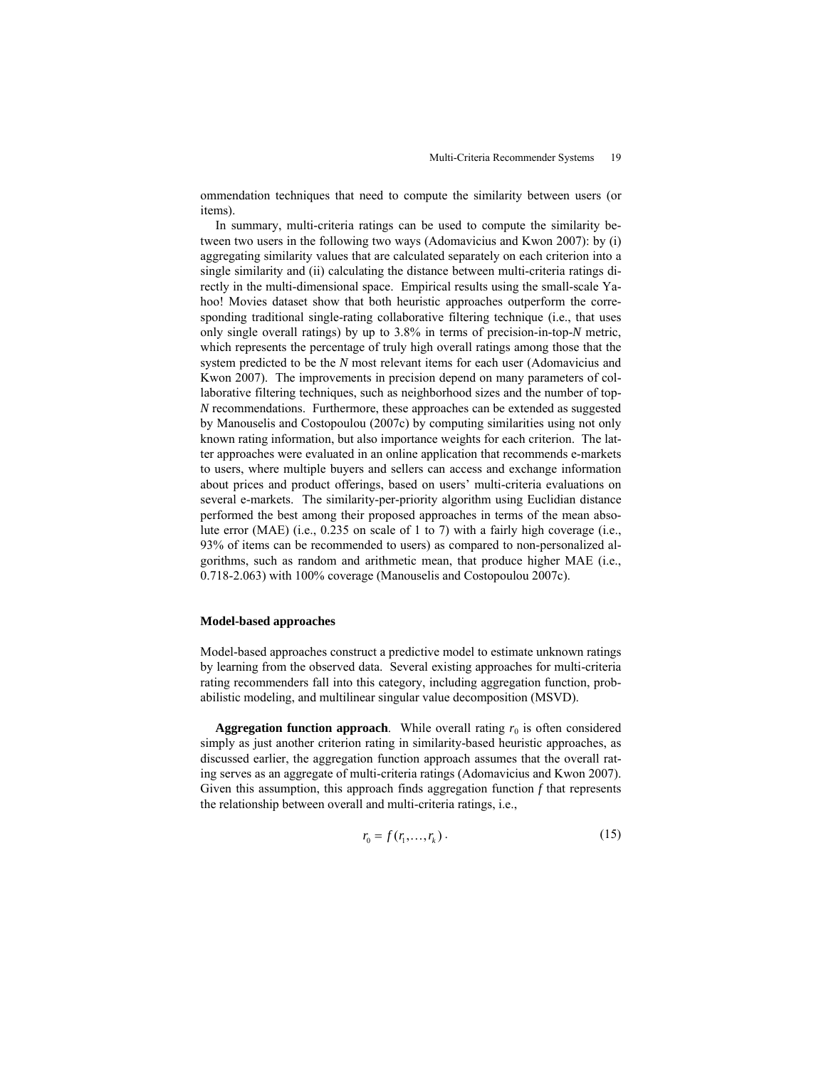ommendation techniques that need to compute the similarity between users (or items).

In summary, multi-criteria ratings can be used to compute the similarity between two users in the following two ways (Adomavicius and Kwon 2007): by (i) aggregating similarity values that are calculated separately on each criterion into a single similarity and (ii) calculating the distance between multi-criteria ratings directly in the multi-dimensional space. Empirical results using the small-scale Yahoo! Movies dataset show that both heuristic approaches outperform the corresponding traditional single-rating collaborative filtering technique (i.e., that uses only single overall ratings) by up to 3.8% in terms of precision-in-top-*N* metric, which represents the percentage of truly high overall ratings among those that the system predicted to be the *N* most relevant items for each user (Adomavicius and Kwon 2007). The improvements in precision depend on many parameters of collaborative filtering techniques, such as neighborhood sizes and the number of top-*N* recommendations. Furthermore, these approaches can be extended as suggested by Manouselis and Costopoulou (2007c) by computing similarities using not only known rating information, but also importance weights for each criterion. The latter approaches were evaluated in an online application that recommends e-markets to users, where multiple buyers and sellers can access and exchange information about prices and product offerings, based on users' multi-criteria evaluations on several e-markets. The similarity-per-priority algorithm using Euclidian distance performed the best among their proposed approaches in terms of the mean absolute error (MAE) (i.e., 0.235 on scale of 1 to 7) with a fairly high coverage (i.e., 93% of items can be recommended to users) as compared to non-personalized algorithms, such as random and arithmetic mean, that produce higher MAE (i.e., 0.718-2.063) with 100% coverage (Manouselis and Costopoulou 2007c).

### Model-based approaches

Model-based approaches construct a predictive model to estimate unknown ratings by learning from the observed data. Several existing approaches for multi-criteria rating recommenders fall into this category, including aggregation function, probabilistic modeling, and multilinear singular value decomposition (MSVD).

**Aggregation function approach**. While overall rating $r_0$ is often considered simply as just another criterion rating in similarity-based heuristic approaches, as discussed earlier, the aggregation function approach assumes that the overall rating serves as an aggregate of multi-criteria ratings (Adomavicius and Kwon 2007). Given this assumption, this approach finds aggregation function $f$ that represents the relationship between overall and multi-criteria ratings, i.e.,

$$r_0 = f(r_1, \ldots, r_k). \tag{15}$$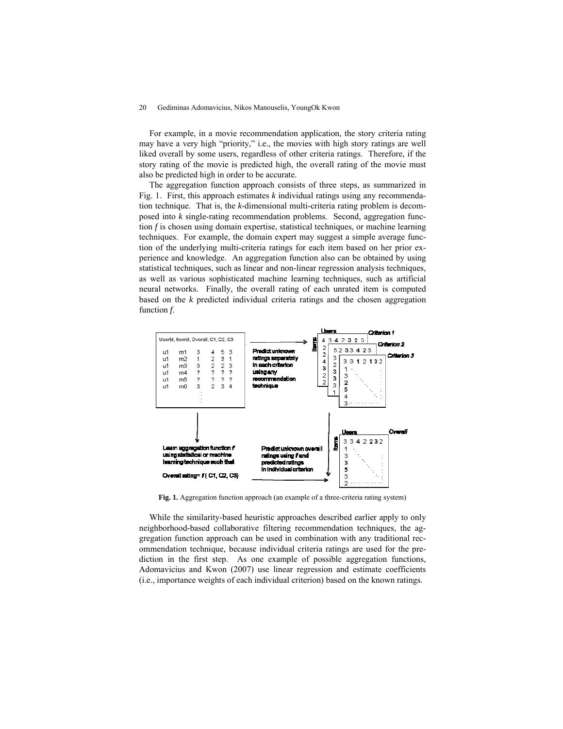For example, in a movie recommendation application, the story criteria rating may have a very high "priority," i.e., the movies with high story ratings are well liked overall by some users, regardless of other criteria ratings. Therefore, if the story rating of the movie is predicted high, the overall rating of the movie must also be predicted high in order to be accurate.

The aggregation function approach consists of three steps, as summarized in Fig. 1. First, this approach estimates *k* individual ratings using any recommendation technique. That is, the *k*-dimensional multi-criteria rating problem is decomposed into *k* single-rating recommendation problems. Second, aggregation function *f* is chosen using domain expertise, statistical techniques, or machine learning techniques. For example, the domain expert may suggest a simple average function of the underlying multi-criteria ratings for each item based on her prior experience and knowledge. An aggregation function also can be obtained by using statistical techniques, such as linear and non-linear regression analysis techniques, as well as various sophisticated machine learning techniques, such as artificial neural networks. Finally, the overall rating of each unrated item is computed based on the *k* predicted individual criteria ratings and the chosen aggregation function *f*.

UserId, ItemId, Overall, C1, C2, C3

u1 m1 3 4 5 3

u1 m2 1 2 3 1

u1 m3 3 2 2 3

u1 m4 ? ? ? ?

u1 m5 ? ? ? ?

u1 m6 3 2 3 4

Predict unknown ratings separately in each criterion using any recommendation technique

Users

Items

Criterion 1

Criterion 2

Criterion 3

Learn aggregation function *f* using statistical or machine learning technique such that

Overall rating = *f* ( C1, C2, C3)

Predict unknown overall ratings using *f* and predicted ratings in individual criterion

Overall

**Fig. 1.** Aggregation function approach (an example of a three-criteria rating system)

While the similarity-based heuristic approaches described earlier apply to only neighborhood-based collaborative filtering recommendation techniques, the aggregation function approach can be used in combination with any traditional recommendation technique, because individual criteria ratings are used for the prediction in the first step. As one example of possible aggregation functions, Adomavicius and Kwon (2007) use linear regression and estimate coefficients (i.e., importance weights of each individual criterion) based on the known ratings.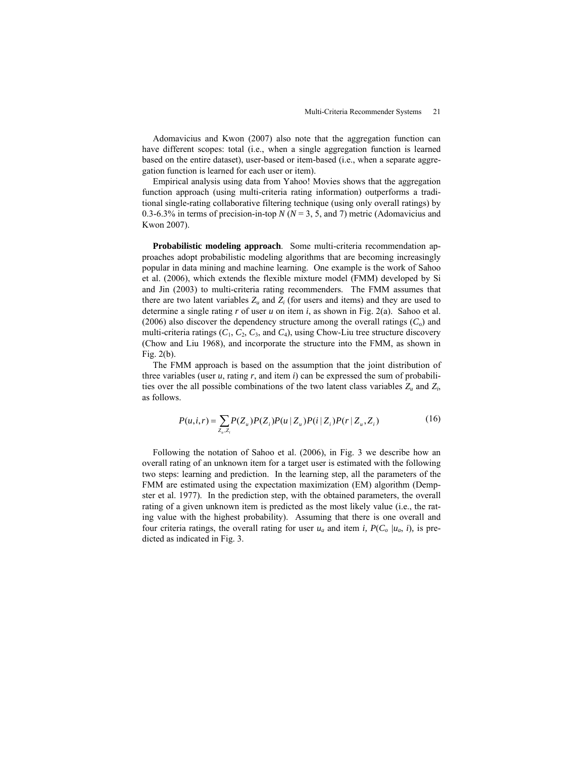Adomavicius and Kwon (2007) also note that the aggregation function can have different scopes: total (i.e., when a single aggregation function is learned based on the entire dataset), user-based or item-based (i.e., when a separate aggregation function is learned for each user or item).

Empirical analysis using data from Yahoo! Movies shows that the aggregation function approach (using multi-criteria rating information) outperforms a traditional single-rating collaborative filtering technique (using only overall ratings) by 0.3-6.3% in terms of precision-in-top $N$ ($N$ = 3, 5, and 7) metric (Adomavicius and Kwon 2007).

**Probabilistic modeling approach**. Some multi-criteria recommendation approaches adopt probabilistic modeling algorithms that are becoming increasingly popular in data mining and machine learning. One example is the work of Sahoo et al. (2006), which extends the flexible mixture model (FMM) developed by Si and Jin (2003) to multi-criteria rating recommenders. The FMM assumes that there are two latent variables $Z_u$ and $Z_i$ (for users and items) and they are used to determine a single rating $r$ of user $u$ on item $i$, as shown in Fig. 2(a). Sahoo et al. (2006) also discover the dependency structure among the overall ratings ($C_o$) and multi-criteria ratings ($C_1$, $C_2$, $C_3$, and $C_4$), using Chow-Liu tree structure discovery (Chow and Liu 1968), and incorporate the structure into the FMM, as shown in Fig. 2(b).

The FMM approach is based on the assumption that the joint distribution of three variables (user $u$, rating $r$, and item $i$) can be expressed the sum of probabilities over the all possible combinations of the two latent class variables $Z_u$ and $Z_i$, as follows.

$$P(u,i,r) = \sum_{Z_u,Z_i} P(Z_u)P(Z_i)P(u \mid Z_u)P(i \mid Z_i)P(r \mid Z_u, Z_i) \tag{16}$$

Following the notation of Sahoo et al. (2006), in Fig. 3 we describe how an overall rating of an unknown item for a target user is estimated with the following two steps: learning and prediction. In the learning step, all the parameters of the FMM are estimated using the expectation maximization (EM) algorithm (Dempster et al. 1977). In the prediction step, with the obtained parameters, the overall rating of a given unknown item is predicted as the most likely value (i.e., the rating value with the highest probability). Assuming that there is one overall and four criteria ratings, the overall rating for user $u_a$ and item $i$, $P(C_o \mid u_a, i)$, is predicted as indicated in Fig. 3.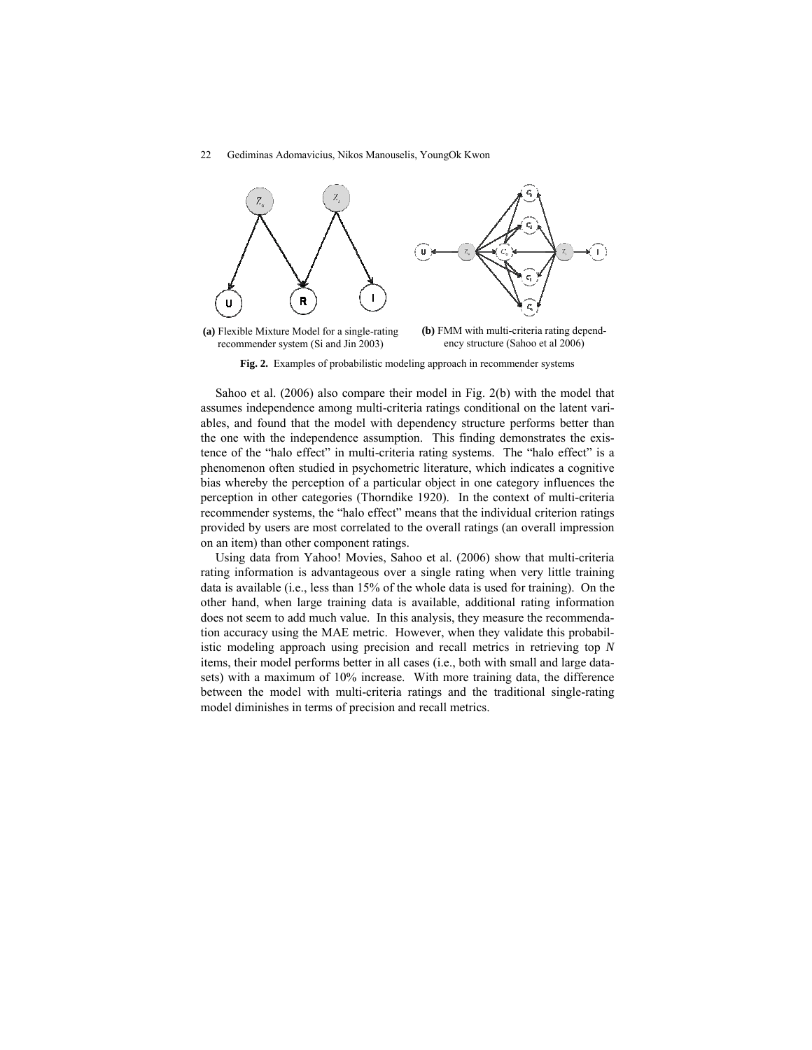(a) Flexible Mixture Model for a single-rating recommender system (Si and Jin 2003)

(b) FMM with multi-criteria rating dependency structure (Sahoo et al 2006)

**Fig. 2.** Examples of probabilistic modeling approach in recommender systems

Sahoo et al. (2006) also compare their model in Fig. 2(b) with the model that assumes independence among multi-criteria ratings conditional on the latent variables, and found that the model with dependency structure performs better than the one with the independence assumption. This finding demonstrates the existence of the "halo effect" in multi-criteria rating systems. The "halo effect" is a phenomenon often studied in psychometric literature, which indicates a cognitive bias whereby the perception of a particular object in one category influences the perception in other categories (Thorndike 1920). In the context of multi-criteria recommender systems, the "halo effect" means that the individual criterion ratings provided by users are most correlated to the overall ratings (an overall impression on an item) than other component ratings.

Using data from Yahoo! Movies, Sahoo et al. (2006) show that multi-criteria rating information is advantageous over a single rating when very little training data is available (i.e., less than 15% of the whole data is used for training). On the other hand, when large training data is available, additional rating information does not seem to add much value. In this analysis, they measure the recommendation accuracy using the MAE metric. However, when they validate this probabilistic modeling approach using precision and recall metrics in retrieving top *N* items, their model performs better in all cases (i.e., both with small and large datasets) with a maximum of 10% increase. With more training data, the difference between the model with multi-criteria ratings and the traditional single-rating model diminishes in terms of precision and recall metrics.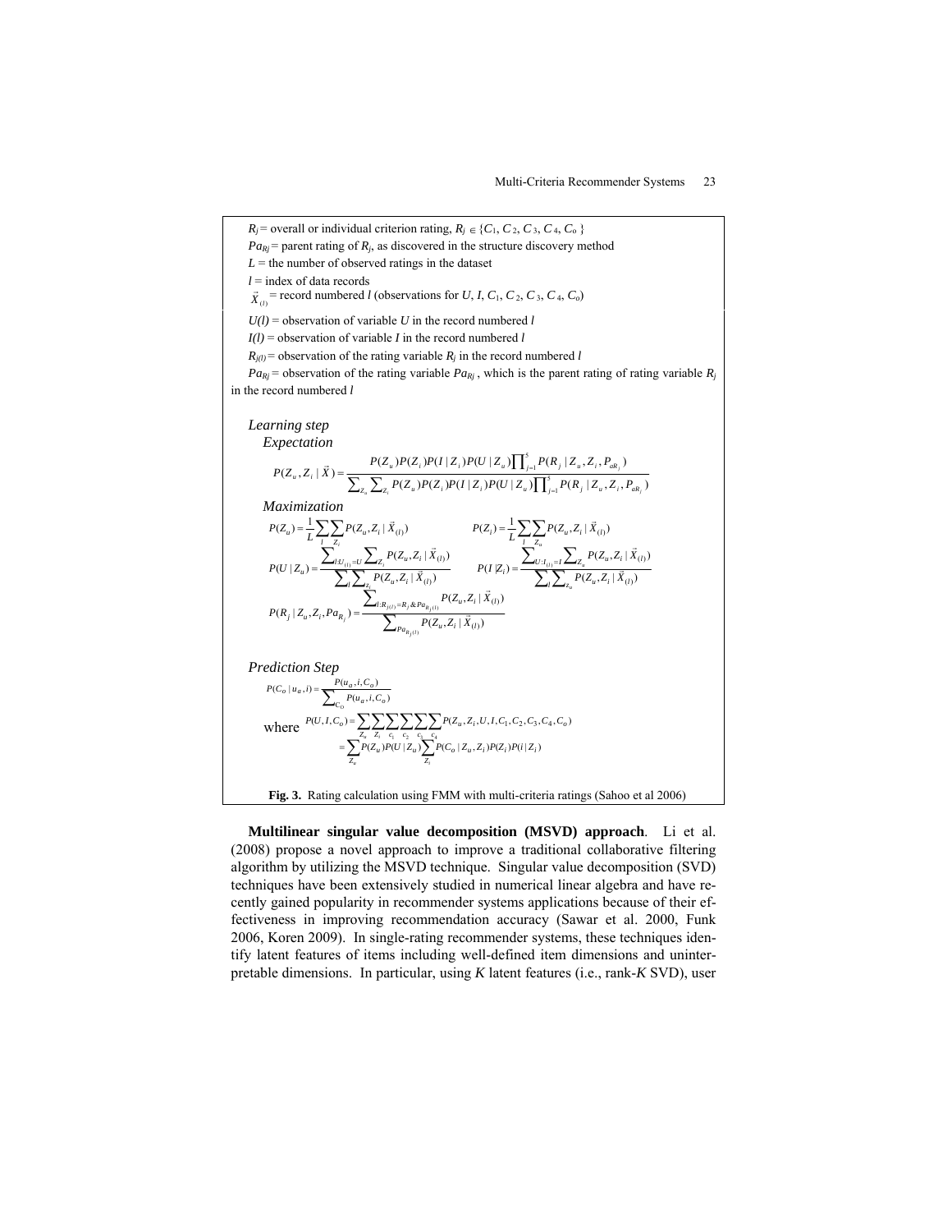$R_j$ = overall or individual criterion rating, $R_j \in \{C_1, C_2, C_3, C_4, C_o\}$

$Pa_{Rj}$ = parent rating of $R_j$, as discovered in the structure discovery method

$L$ = the number of observed ratings in the dataset

$l$ = index of data records

$\vec{X}_{(l)}$ = record numbered $l$ (observations for $U$, $I$, $C_1$, $C_2$, $C_3$, $C_4$, $C_o$)

$U(l)$ = observation of variable $U$ in the record numbered $l$

$I(l)$ = observation of variable $I$ in the record numbered $l$

$R_{j(l)}$ = observation of the rating variable $R_j$ in the record numbered $l$

$Pa_{Rj}$ = observation of the rating variable $Pa_{Rj}$, which is the parent rating of rating variable $R_j$ in the record numbered $l$

*Learning step*

*Expectation*

$$P(Z_u, Z_i \mid \vec{X}) = \frac{P(Z_u)P(Z_i)P(I \mid Z_i)P(U \mid Z_u)\prod_{j=1}^{5} P(R_j \mid Z_u, Z_i, P_{aR_j})}{\sum_{Z_u}\sum_{Z_i} P(Z_u)P(Z_i)P(I \mid Z_i)P(U \mid Z_u)\prod_{j=1}^{5} P(R_j \mid Z_u, Z_i, P_{aR_j})}$$

*Maximization*

$$P(Z_u) = \frac{1}{L}\sum_{l}\sum_{Z_i} P(Z_u, Z_i \mid \vec{X}_{(l)}) \qquad P(Z_i) = \frac{1}{L}\sum_{l}\sum_{Z_u} P(Z_u, Z_i \mid \vec{X}_{(l)})$$

$$P(U \mid Z_u) = \frac{\sum_{l:U_{(l)}=U}\sum_{Z_i} P(Z_u, Z_i \mid \vec{X}_{(l)})}{\sum_{l}\sum_{Z_i} P(Z_u, Z_i \mid \vec{X}_{(l)})} \qquad P(I \mid Z_i) = \frac{\sum_{l:I_{(l)}=I}\sum_{Z_u} P(Z_u, Z_i \mid \vec{X}_{(l)})}{\sum_{l}\sum_{Z_u} P(Z_u, Z_i \mid \vec{X}_{(l)})}$$

$$P(R_j \mid Z_u, Z_i, Pa_{R_j}) = \frac{\sum_{l:R_{j(l)}=R_j \,\&\, Pa_{R_{j(l)}}} P(Z_u, Z_i \mid \vec{X}_{(l)})}{\sum_{Pa_{R_{j(l)}}} P(Z_u, Z_i \mid \vec{X}_{(l)})}$$

*Prediction Step*

$$P(C_o \mid u_a, i) = \frac{P(u_a, i, C_o)}{\sum_{C_o} P(u_a, i, C_o)}$$

where
$$P(U, I, C_o) = \sum_{Z_u}\sum_{Z_i}\sum_{c_1}\sum_{c_2}\sum_{c_3}\sum_{c_4} P(Z_u, Z_i, U, I, C_1, C_2, C_3, C_4, C_o)$$
$$= \sum_{Z_u} P(Z_u)P(U \mid Z_u)\sum_{Z_i} P(C_o \mid Z_u, Z_i)P(Z_i)P(i \mid Z_i)$$

**Fig. 3.** Rating calculation using FMM with multi-criteria ratings (Sahoo et al 2006)

**Multilinear singular value decomposition (MSVD) approach**. Li et al. (2008) propose a novel approach to improve a traditional collaborative filtering algorithm by utilizing the MSVD technique. Singular value decomposition (SVD) techniques have been extensively studied in numerical linear algebra and have recently gained popularity in recommender systems applications because of their effectiveness in improving recommendation accuracy (Sawar et al. 2000, Funk 2006, Koren 2009). In single-rating recommender systems, these techniques identify latent features of items including well-defined item dimensions and uninterpretable dimensions. In particular, using $K$ latent features (i.e., rank-$K$ SVD), user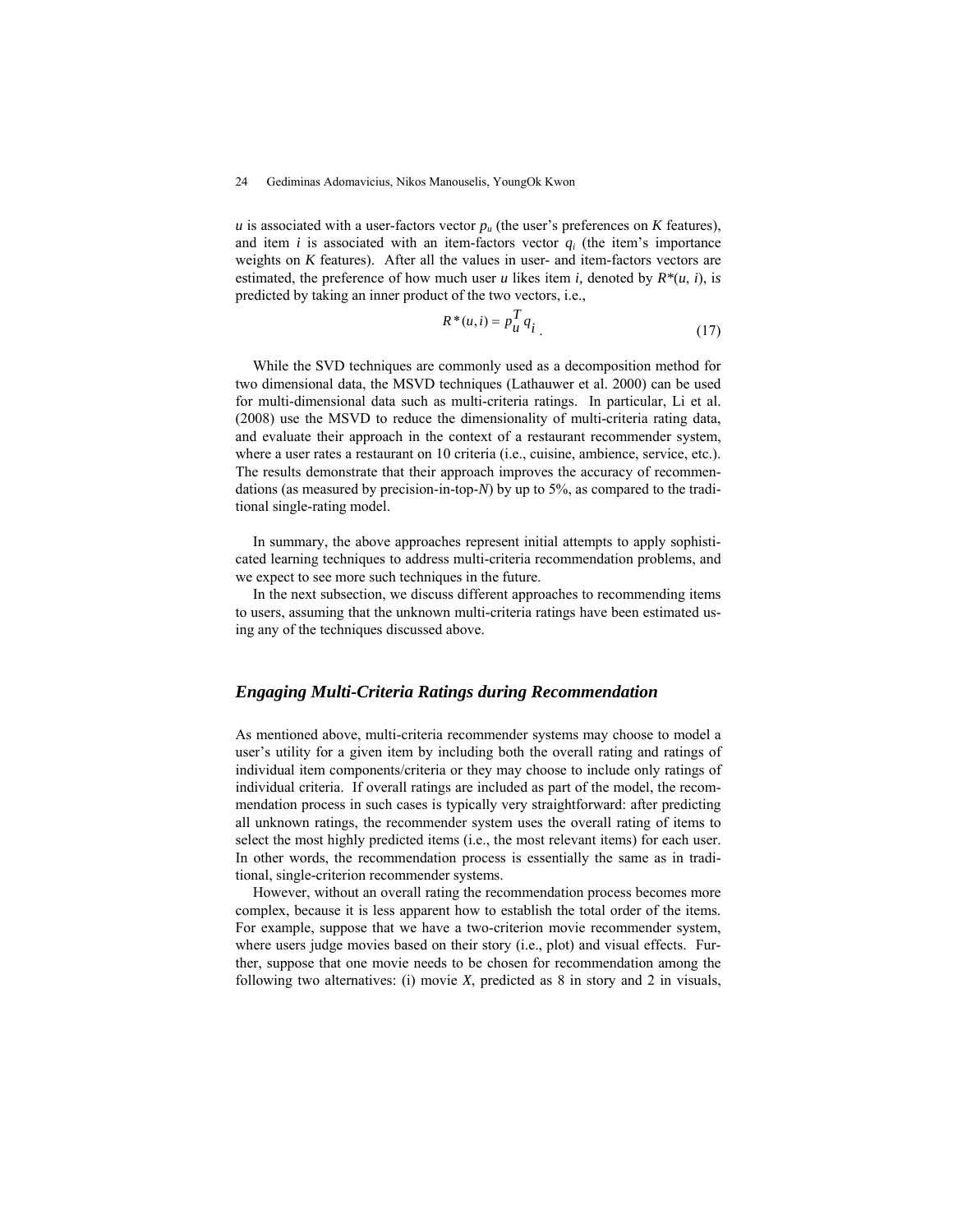$u$ is associated with a user-factors vector $p_u$ (the user's preferences on $K$ features), and item $i$ is associated with an item-factors vector $q_i$ (the item's importance weights on $K$ features). After all the values in user- and item-factors vectors are estimated, the preference of how much user $u$ likes item $i$, denoted by $R^*(u, i)$, is predicted by taking an inner product of the two vectors, i.e.,

$$R^*(u,i) = p_u^T q_i \,. \tag{17}$$

While the SVD techniques are commonly used as a decomposition method for two dimensional data, the MSVD techniques (Lathauwer et al. 2000) can be used for multi-dimensional data such as multi-criteria ratings. In particular, Li et al. (2008) use the MSVD to reduce the dimensionality of multi-criteria rating data, and evaluate their approach in the context of a restaurant recommender system, where a user rates a restaurant on 10 criteria (i.e., cuisine, ambience, service, etc.). The results demonstrate that their approach improves the accuracy of recommendations (as measured by precision-in-top-$N$) by up to 5%, as compared to the traditional single-rating model.

In summary, the above approaches represent initial attempts to apply sophisticated learning techniques to address multi-criteria recommendation problems, and we expect to see more such techniques in the future.

In the next subsection, we discuss different approaches to recommending items to users, assuming that the unknown multi-criteria ratings have been estimated using any of the techniques discussed above.

### *Engaging Multi-Criteria Ratings during Recommendation*

As mentioned above, multi-criteria recommender systems may choose to model a user's utility for a given item by including both the overall rating and ratings of individual item components/criteria or they may choose to include only ratings of individual criteria. If overall ratings are included as part of the model, the recommendation process in such cases is typically very straightforward: after predicting all unknown ratings, the recommender system uses the overall rating of items to select the most highly predicted items (i.e., the most relevant items) for each user. In other words, the recommendation process is essentially the same as in traditional, single-criterion recommender systems.

However, without an overall rating the recommendation process becomes more complex, because it is less apparent how to establish the total order of the items. For example, suppose that we have a two-criterion movie recommender system, where users judge movies based on their story (i.e., plot) and visual effects. Further, suppose that one movie needs to be chosen for recommendation among the following two alternatives: (i) movie $X$, predicted as 8 in story and 2 in visuals,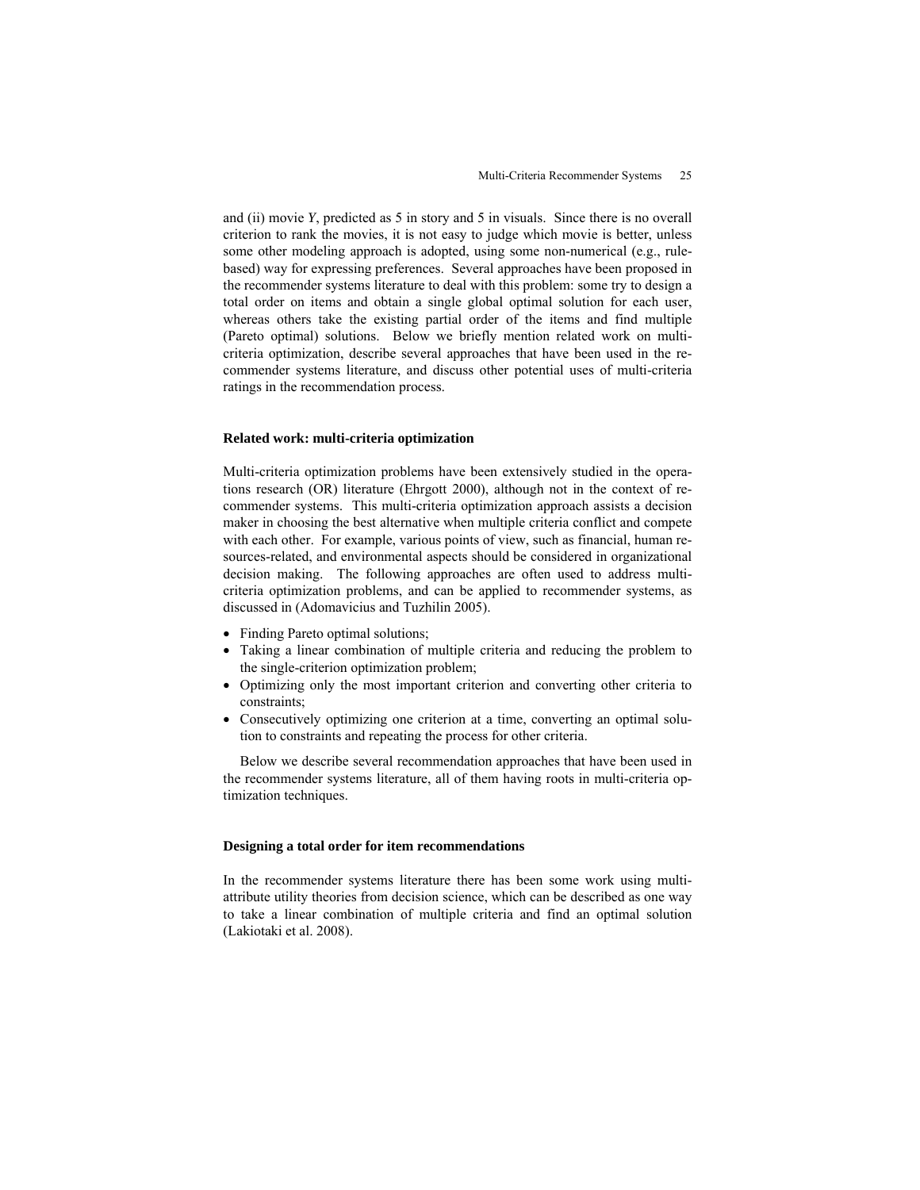and (ii) movie *Y*, predicted as 5 in story and 5 in visuals. Since there is no overall criterion to rank the movies, it is not easy to judge which movie is better, unless some other modeling approach is adopted, using some non-numerical (e.g., rule-based) way for expressing preferences. Several approaches have been proposed in the recommender systems literature to deal with this problem: some try to design a total order on items and obtain a single global optimal solution for each user, whereas others take the existing partial order of the items and find multiple (Pareto optimal) solutions. Below we briefly mention related work on multi-criteria optimization, describe several approaches that have been used in the recommender systems literature, and discuss other potential uses of multi-criteria ratings in the recommendation process.

### Related work: multi-criteria optimization

Multi-criteria optimization problems have been extensively studied in the operations research (OR) literature (Ehrgott 2000), although not in the context of recommender systems. This multi-criteria optimization approach assists a decision maker in choosing the best alternative when multiple criteria conflict and compete with each other. For example, various points of view, such as financial, human resources-related, and environmental aspects should be considered in organizational decision making. The following approaches are often used to address multi-criteria optimization problems, and can be applied to recommender systems, as discussed in (Adomavicius and Tuzhilin 2005).

- Finding Pareto optimal solutions;
- Taking a linear combination of multiple criteria and reducing the problem to the single-criterion optimization problem;
- Optimizing only the most important criterion and converting other criteria to constraints;
- Consecutively optimizing one criterion at a time, converting an optimal solution to constraints and repeating the process for other criteria.

Below we describe several recommendation approaches that have been used in the recommender systems literature, all of them having roots in multi-criteria optimization techniques.

### Designing a total order for item recommendations

In the recommender systems literature there has been some work using multi-attribute utility theories from decision science, which can be described as one way to take a linear combination of multiple criteria and find an optimal solution (Lakiotaki et al. 2008).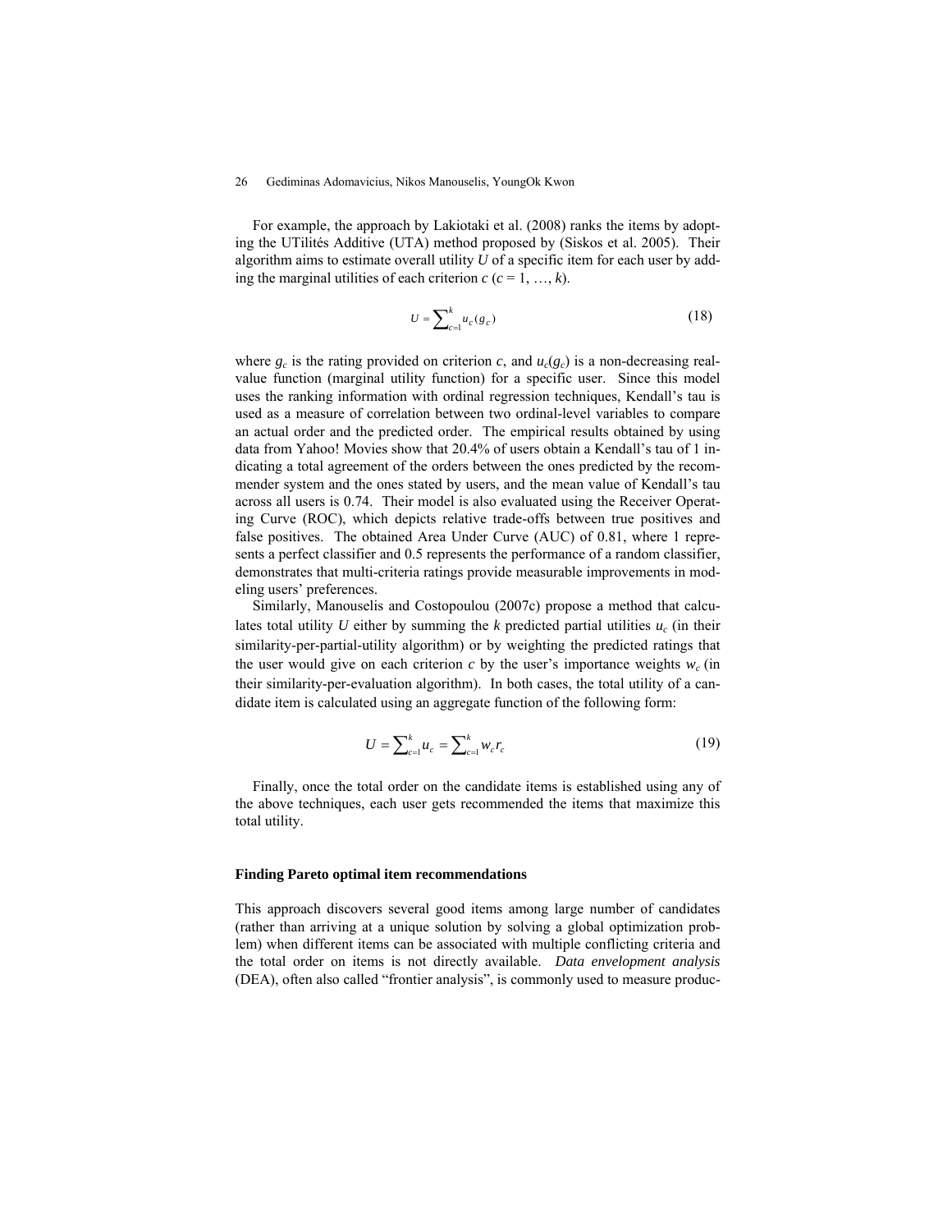For example, the approach by Lakiotaki et al. (2008) ranks the items by adopting the UTilités Additive (UTA) method proposed by (Siskos et al. 2005). Their algorithm aims to estimate overall utility $U$ of a specific item for each user by adding the marginal utilities of each criterion $c$ ($c = 1, \ldots, k$).

$$U = \sum_{c=1}^{k} u_c(g_c) \tag{18}$$

where $g_c$ is the rating provided on criterion $c$, and $u_c(g_c)$ is a non-decreasing real-value function (marginal utility function) for a specific user. Since this model uses the ranking information with ordinal regression techniques, Kendall's tau is used as a measure of correlation between two ordinal-level variables to compare an actual order and the predicted order. The empirical results obtained by using data from Yahoo! Movies show that 20.4% of users obtain a Kendall's tau of 1 indicating a total agreement of the orders between the ones predicted by the recommender system and the ones stated by users, and the mean value of Kendall's tau across all users is 0.74. Their model is also evaluated using the Receiver Operating Curve (ROC), which depicts relative trade-offs between true positives and false positives. The obtained Area Under Curve (AUC) of 0.81, where 1 represents a perfect classifier and 0.5 represents the performance of a random classifier, demonstrates that multi-criteria ratings provide measurable improvements in modeling users' preferences.

Similarly, Manouselis and Costopoulou (2007c) propose a method that calculates total utility $U$ either by summing the $k$ predicted partial utilities $u_c$ (in their similarity-per-partial-utility algorithm) or by weighting the predicted ratings that the user would give on each criterion $c$ by the user's importance weights $w_c$ (in their similarity-per-evaluation algorithm). In both cases, the total utility of a candidate item is calculated using an aggregate function of the following form:

$$U = \sum_{c=1}^{k} u_c = \sum_{c=1}^{k} w_c r_c \tag{19}$$

Finally, once the total order on the candidate items is established using any of the above techniques, each user gets recommended the items that maximize this total utility.

#### Finding Pareto optimal item recommendations

This approach discovers several good items among large number of candidates (rather than arriving at a unique solution by solving a global optimization problem) when different items can be associated with multiple conflicting criteria and the total order on items is not directly available. *Data envelopment analysis* (DEA), often also called "frontier analysis", is commonly used to measure produc-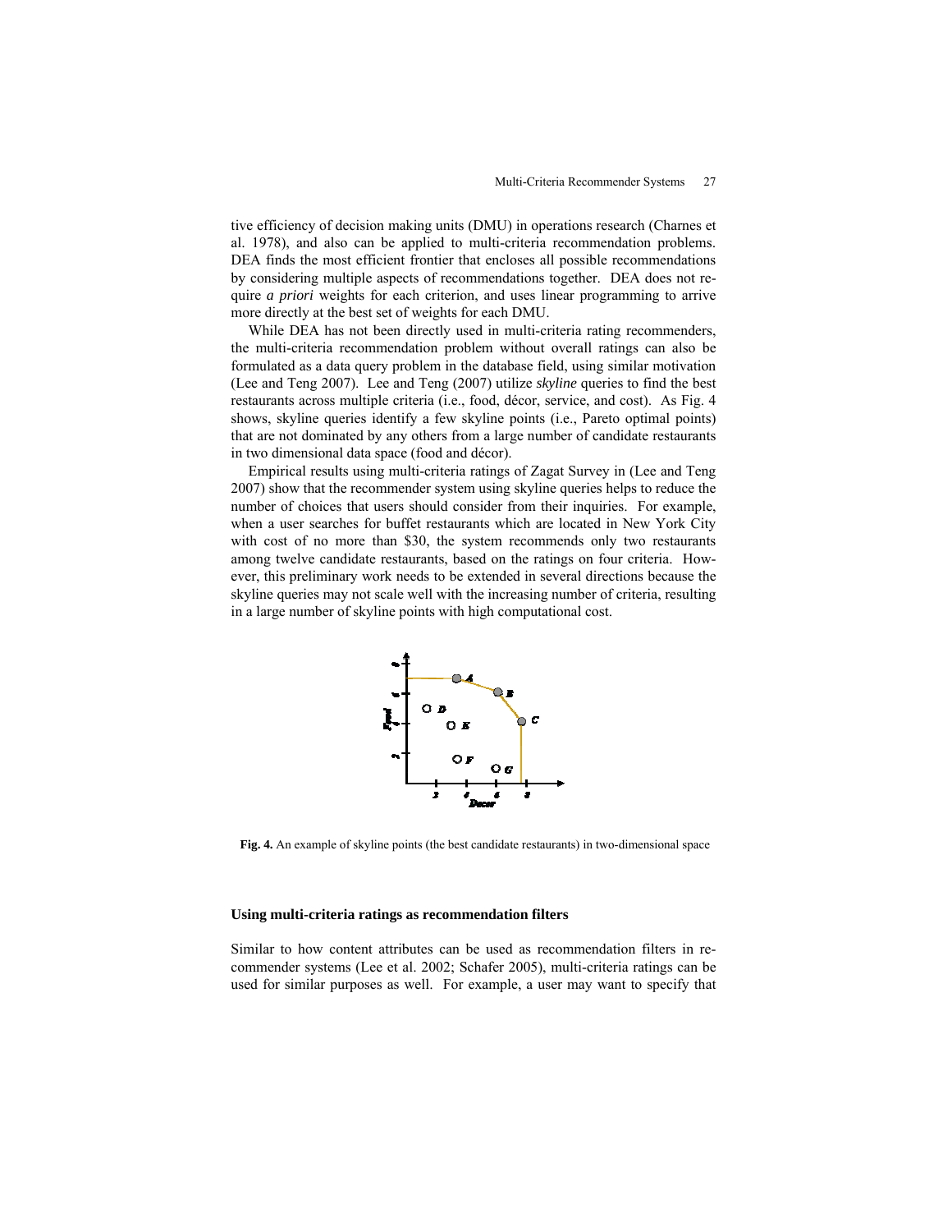tive efficiency of decision making units (DMU) in operations research (Charnes et al. 1978), and also can be applied to multi-criteria recommendation problems. DEA finds the most efficient frontier that encloses all possible recommendations by considering multiple aspects of recommendations together. DEA does not require *a priori* weights for each criterion, and uses linear programming to arrive more directly at the best set of weights for each DMU.

While DEA has not been directly used in multi-criteria rating recommenders, the multi-criteria recommendation problem without overall ratings can also be formulated as a data query problem in the database field, using similar motivation (Lee and Teng 2007). Lee and Teng (2007) utilize *skyline* queries to find the best restaurants across multiple criteria (i.e., food, décor, service, and cost). As Fig. 4 shows, skyline queries identify a few skyline points (i.e., Pareto optimal points) that are not dominated by any others from a large number of candidate restaurants in two dimensional data space (food and décor).

Empirical results using multi-criteria ratings of Zagat Survey in (Lee and Teng 2007) show that the recommender system using skyline queries helps to reduce the number of choices that users should consider from their inquiries. For example, when a user searches for buffet restaurants which are located in New York City with cost of no more than \$30, the system recommends only two restaurants among twelve candidate restaurants, based on the ratings on four criteria. However, this preliminary work needs to be extended in several directions because the skyline queries may not scale well with the increasing number of criteria, resulting in a large number of skyline points with high computational cost.

**Fig. 4.** An example of skyline points (the best candidate restaurants) in two-dimensional space

### Using multi-criteria ratings as recommendation filters

Similar to how content attributes can be used as recommendation filters in recommender systems (Lee et al. 2002; Schafer 2005), multi-criteria ratings can be used for similar purposes as well. For example, a user may want to specify that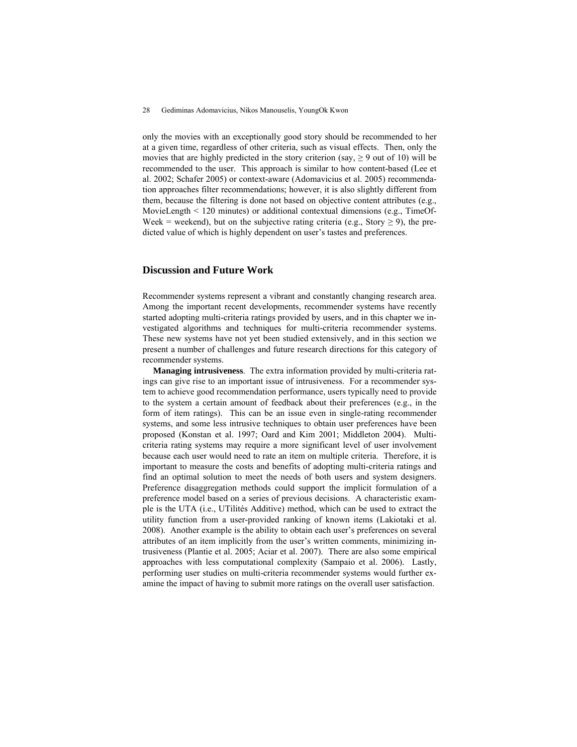only the movies with an exceptionally good story should be recommended to her at a given time, regardless of other criteria, such as visual effects. Then, only the movies that are highly predicted in the story criterion (say, $\geq 9$ out of 10) will be recommended to the user. This approach is similar to how content-based (Lee et al. 2002; Schafer 2005) or context-aware (Adomavicius et al. 2005) recommendation approaches filter recommendations; however, it is also slightly different from them, because the filtering is done not based on objective content attributes (e.g., MovieLength < 120 minutes) or additional contextual dimensions (e.g., TimeOfWeek = weekend), but on the subjective rating criteria (e.g., Story $\geq 9$), the predicted value of which is highly dependent on user's tastes and preferences.

## Discussion and Future Work

Recommender systems represent a vibrant and constantly changing research area. Among the important recent developments, recommender systems have recently started adopting multi-criteria ratings provided by users, and in this chapter we investigated algorithms and techniques for multi-criteria recommender systems. These new systems have not yet been studied extensively, and in this section we present a number of challenges and future research directions for this category of recommender systems.

**Managing intrusiveness**. The extra information provided by multi-criteria ratings can give rise to an important issue of intrusiveness. For a recommender system to achieve good recommendation performance, users typically need to provide to the system a certain amount of feedback about their preferences (e.g., in the form of item ratings). This can be an issue even in single-rating recommender systems, and some less intrusive techniques to obtain user preferences have been proposed (Konstan et al. 1997; Oard and Kim 2001; Middleton 2004). Multi-criteria rating systems may require a more significant level of user involvement because each user would need to rate an item on multiple criteria. Therefore, it is important to measure the costs and benefits of adopting multi-criteria ratings and find an optimal solution to meet the needs of both users and system designers. Preference disaggregation methods could support the implicit formulation of a preference model based on a series of previous decisions. A characteristic example is the UTA (i.e., UTilités Additive) method, which can be used to extract the utility function from a user-provided ranking of known items (Lakiotaki et al. 2008). Another example is the ability to obtain each user's preferences on several attributes of an item implicitly from the user's written comments, minimizing intrusiveness (Plantie et al. 2005; Aciar et al. 2007). There are also some empirical approaches with less computational complexity (Sampaio et al. 2006). Lastly, performing user studies on multi-criteria recommender systems would further examine the impact of having to submit more ratings on the overall user satisfaction.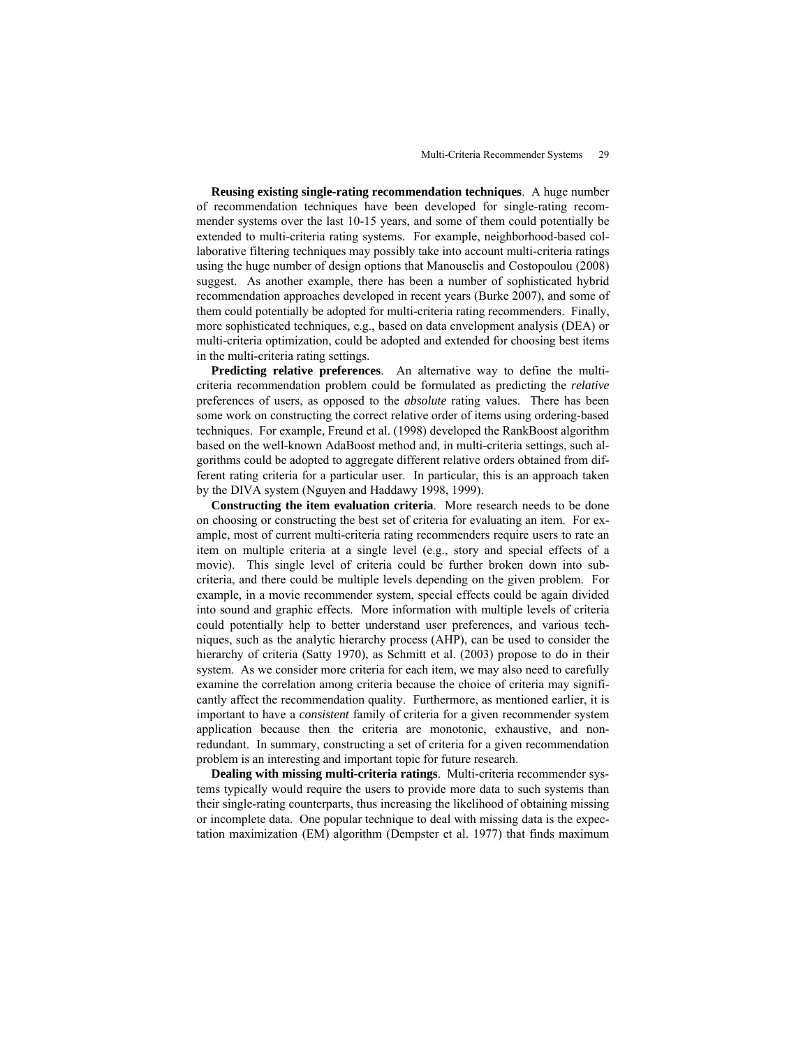**Reusing existing single-rating recommendation techniques**. A huge number of recommendation techniques have been developed for single-rating recommender systems over the last 10-15 years, and some of them could potentially be extended to multi-criteria rating systems. For example, neighborhood-based collaborative filtering techniques may possibly take into account multi-criteria ratings using the huge number of design options that Manouselis and Costopoulou (2008) suggest. As another example, there has been a number of sophisticated hybrid recommendation approaches developed in recent years (Burke 2007), and some of them could potentially be adopted for multi-criteria rating recommenders. Finally, more sophisticated techniques, e.g., based on data envelopment analysis (DEA) or multi-criteria optimization, could be adopted and extended for choosing best items in the multi-criteria rating settings.

**Predicting relative preferences**. An alternative way to define the multi-criteria recommendation problem could be formulated as predicting the *relative* preferences of users, as opposed to the *absolute* rating values. There has been some work on constructing the correct relative order of items using ordering-based techniques. For example, Freund et al. (1998) developed the RankBoost algorithm based on the well-known AdaBoost method and, in multi-criteria settings, such algorithms could be adopted to aggregate different relative orders obtained from different rating criteria for a particular user. In particular, this is an approach taken by the DIVA system (Nguyen and Haddawy 1998, 1999).

**Constructing the item evaluation criteria**. More research needs to be done on choosing or constructing the best set of criteria for evaluating an item. For example, most of current multi-criteria rating recommenders require users to rate an item on multiple criteria at a single level (e.g., story and special effects of a movie). This single level of criteria could be further broken down into sub-criteria, and there could be multiple levels depending on the given problem. For example, in a movie recommender system, special effects could be again divided into sound and graphic effects. More information with multiple levels of criteria could potentially help to better understand user preferences, and various techniques, such as the analytic hierarchy process (AHP), can be used to consider the hierarchy of criteria (Satty 1970), as Schmitt et al. (2003) propose to do in their system. As we consider more criteria for each item, we may also need to carefully examine the correlation among criteria because the choice of criteria may significantly affect the recommendation quality. Furthermore, as mentioned earlier, it is important to have a *consistent* family of criteria for a given recommender system application because then the criteria are monotonic, exhaustive, and non-redundant. In summary, constructing a set of criteria for a given recommendation problem is an interesting and important topic for future research.

**Dealing with missing multi-criteria ratings**. Multi-criteria recommender systems typically would require the users to provide more data to such systems than their single-rating counterparts, thus increasing the likelihood of obtaining missing or incomplete data. One popular technique to deal with missing data is the expectation maximization (EM) algorithm (Dempster et al. 1977) that finds maximum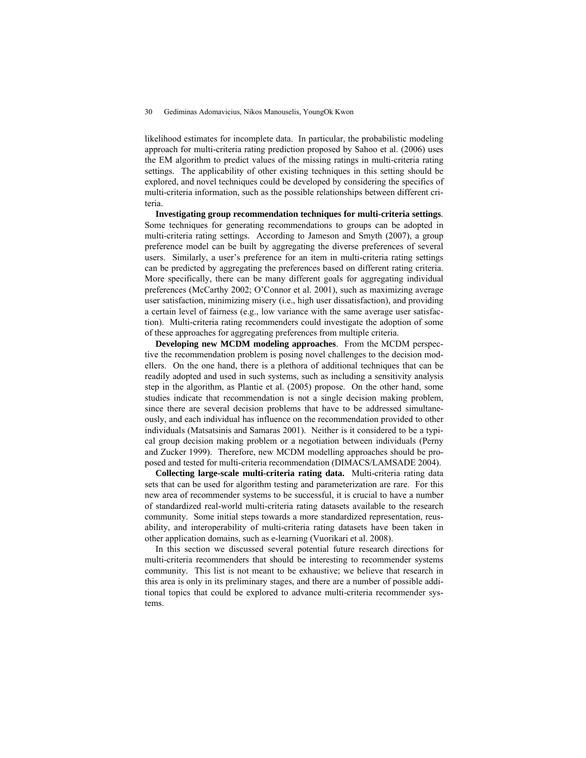likelihood estimates for incomplete data. In particular, the probabilistic modeling approach for multi-criteria rating prediction proposed by Sahoo et al. (2006) uses the EM algorithm to predict values of the missing ratings in multi-criteria rating settings. The applicability of other existing techniques in this setting should be explored, and novel techniques could be developed by considering the specifics of multi-criteria information, such as the possible relationships between different criteria.

**Investigating group recommendation techniques for multi-criteria settings**. Some techniques for generating recommendations to groups can be adopted in multi-criteria rating settings. According to Jameson and Smyth (2007), a group preference model can be built by aggregating the diverse preferences of several users. Similarly, a user's preference for an item in multi-criteria rating settings can be predicted by aggregating the preferences based on different rating criteria. More specifically, there can be many different goals for aggregating individual preferences (McCarthy 2002; O'Connor et al. 2001), such as maximizing average user satisfaction, minimizing misery (i.e., high user dissatisfaction), and providing a certain level of fairness (e.g., low variance with the same average user satisfaction). Multi-criteria rating recommenders could investigate the adoption of some of these approaches for aggregating preferences from multiple criteria.

**Developing new MCDM modeling approaches**. From the MCDM perspective the recommendation problem is posing novel challenges to the decision modellers. On the one hand, there is a plethora of additional techniques that can be readily adopted and used in such systems, such as including a sensitivity analysis step in the algorithm, as Plantie et al. (2005) propose. On the other hand, some studies indicate that recommendation is not a single decision making problem, since there are several decision problems that have to be addressed simultaneously, and each individual has influence on the recommendation provided to other individuals (Matsatsinis and Samaras 2001). Neither is it considered to be a typical group decision making problem or a negotiation between individuals (Perny and Zucker 1999). Therefore, new MCDM modelling approaches should be proposed and tested for multi-criteria recommendation (DIMACS/LAMSADE 2004).

**Collecting large-scale multi-criteria rating data.** Multi-criteria rating data sets that can be used for algorithm testing and parameterization are rare. For this new area of recommender systems to be successful, it is crucial to have a number of standardized real-world multi-criteria rating datasets available to the research community. Some initial steps towards a more standardized representation, reusability, and interoperability of multi-criteria rating datasets have been taken in other application domains, such as e-learning (Vuorikari et al. 2008).

In this section we discussed several potential future research directions for multi-criteria recommenders that should be interesting to recommender systems community. This list is not meant to be exhaustive; we believe that research in this area is only in its preliminary stages, and there are a number of possible additional topics that could be explored to advance multi-criteria recommender systems.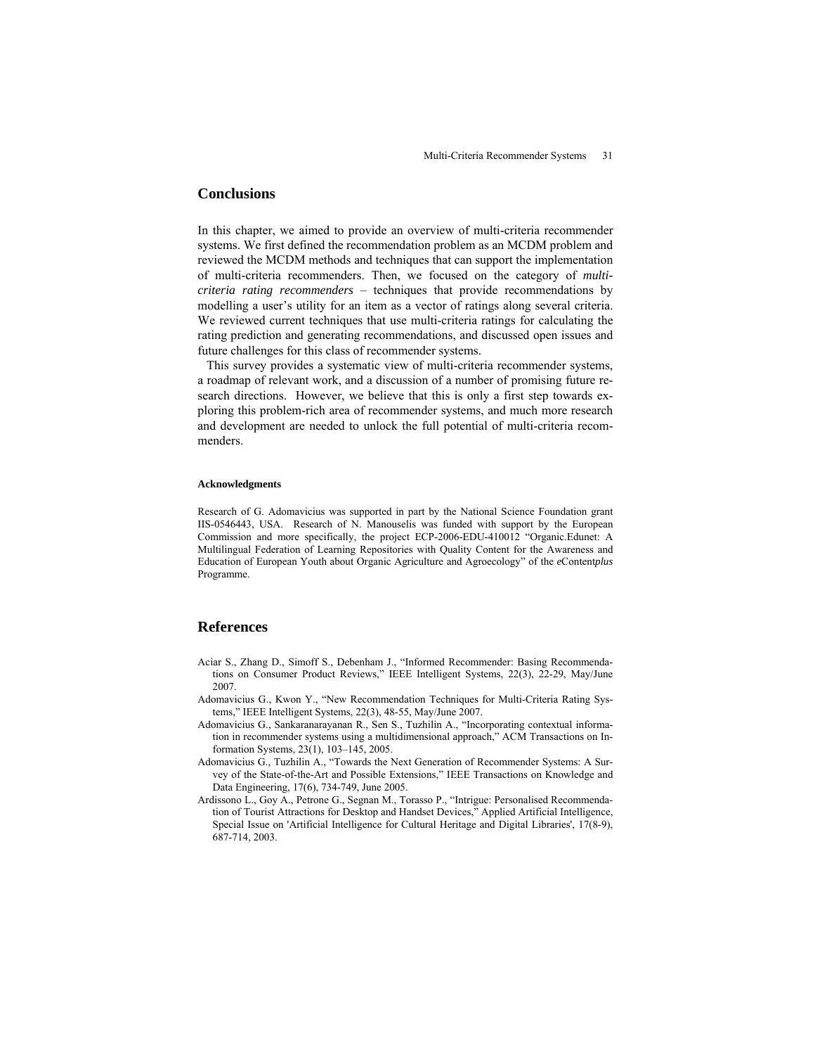## Conclusions

In this chapter, we aimed to provide an overview of multi-criteria recommender systems. We first defined the recommendation problem as an MCDM problem and reviewed the MCDM methods and techniques that can support the implementation of multi-criteria recommenders. Then, we focused on the category of *multi-criteria rating recommenders* – techniques that provide recommendations by modelling a user's utility for an item as a vector of ratings along several criteria. We reviewed current techniques that use multi-criteria ratings for calculating the rating prediction and generating recommendations, and discussed open issues and future challenges for this class of recommender systems.

This survey provides a systematic view of multi-criteria recommender systems, a roadmap of relevant work, and a discussion of a number of promising future research directions. However, we believe that this is only a first step towards exploring this problem-rich area of recommender systems, and much more research and development are needed to unlock the full potential of multi-criteria recommenders.

#### Acknowledgments

Research of G. Adomavicius was supported in part by the National Science Foundation grant IIS-0546443, USA. Research of N. Manouselis was funded with support by the European Commission and more specifically, the project ECP-2006-EDU-410012 "Organic.Edunet: A Multilingual Federation of Learning Repositories with Quality Content for the Awareness and Education of European Youth about Organic Agriculture and Agroecology" of the *e*Content*plus* Programme.

## References

Aciar S., Zhang D., Simoff S., Debenham J., "Informed Recommender: Basing Recommendations on Consumer Product Reviews," IEEE Intelligent Systems, 22(3), 22-29, May/June 2007.

Adomavicius G., Kwon Y., "New Recommendation Techniques for Multi-Criteria Rating Systems," IEEE Intelligent Systems, 22(3), 48-55, May/June 2007.

Adomavicius G., Sankaranarayanan R., Sen S., Tuzhilin A., "Incorporating contextual information in recommender systems using a multidimensional approach," ACM Transactions on Information Systems, 23(1), 103–145, 2005.

Adomavicius G., Tuzhilin A., "Towards the Next Generation of Recommender Systems: A Survey of the State-of-the-Art and Possible Extensions," IEEE Transactions on Knowledge and Data Engineering, 17(6), 734-749, June 2005.

Ardissono L., Goy A., Petrone G., Segnan M., Torasso P., "Intrigue: Personalised Recommendation of Tourist Attractions for Desktop and Handset Devices," Applied Artificial Intelligence, Special Issue on 'Artificial Intelligence for Cultural Heritage and Digital Libraries', 17(8-9), 687-714, 2003.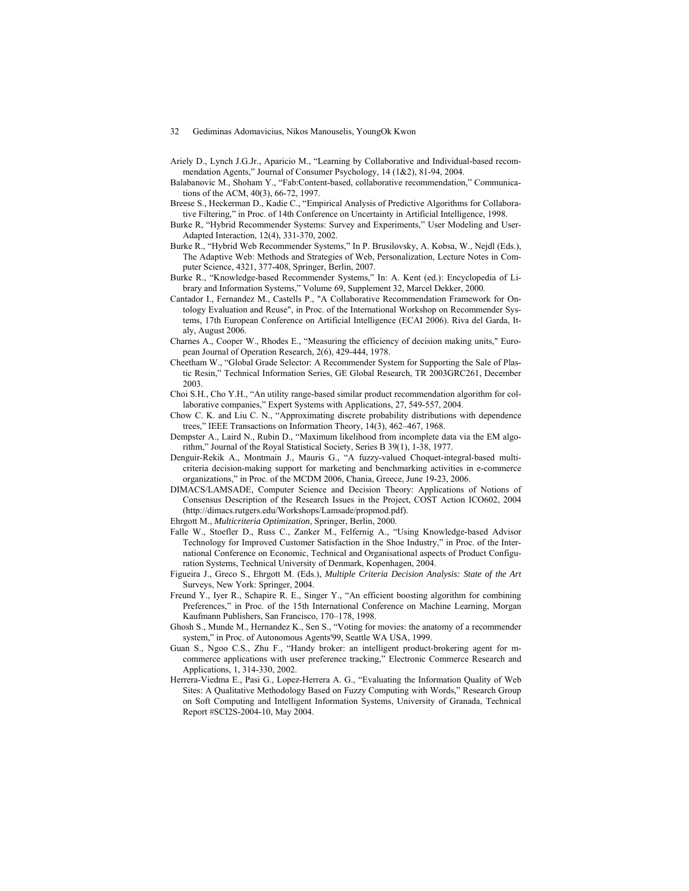Ariely D., Lynch J.G.Jr., Aparicio M., "Learning by Collaborative and Individual-based recommendation Agents," Journal of Consumer Psychology, 14 (1&2), 81-94, 2004.

Balabanovic M., Shoham Y., "Fab:Content-based, collaborative recommendation," Communications of the ACM, 40(3), 66-72, 1997.

Breese S., Heckerman D., Kadie C., "Empirical Analysis of Predictive Algorithms for Collaborative Filtering," in Proc. of 14th Conference on Uncertainty in Artificial Intelligence, 1998.

Burke R, "Hybrid Recommender Systems: Survey and Experiments," User Modeling and User-Adapted Interaction, 12(4), 331-370, 2002.

Burke R., "Hybrid Web Recommender Systems," In P. Brusilovsky, A. Kobsa, W., Nejdl (Eds.), The Adaptive Web: Methods and Strategies of Web, Personalization, Lecture Notes in Computer Science, 4321, 377-408, Springer, Berlin, 2007.

Burke R., "Knowledge-based Recommender Systems," In: A. Kent (ed.): Encyclopedia of Library and Information Systems," Volume 69, Supplement 32, Marcel Dekker, 2000.

Cantador I., Fernandez M., Castells P., "A Collaborative Recommendation Framework for Ontology Evaluation and Reuse", in Proc. of the International Workshop on Recommender Systems, 17th European Conference on Artificial Intelligence (ECAI 2006). Riva del Garda, Italy, August 2006.

Charnes A., Cooper W., Rhodes E., "Measuring the efficiency of decision making units," European Journal of Operation Research, 2(6), 429-444, 1978.

Cheetham W., "Global Grade Selector: A Recommender System for Supporting the Sale of Plastic Resin," Technical Information Series, GE Global Research, TR 2003GRC261, December 2003.

Choi S.H., Cho Y.H., "An utility range-based similar product recommendation algorithm for collaborative companies," Expert Systems with Applications, 27, 549-557, 2004.

Chow C. K. and Liu C. N., "Approximating discrete probability distributions with dependence trees," IEEE Transactions on Information Theory, 14(3), 462–467, 1968.

Dempster A., Laird N., Rubin D., "Maximum likelihood from incomplete data via the EM algorithm," Journal of the Royal Statistical Society, Series B 39(1), 1-38, 1977.

Denguir-Rekik A., Montmain J., Mauris G., "A fuzzy-valued Choquet-integral-based multicriteria decision-making support for marketing and benchmarking activities in e-commerce organizations," in Proc. of the MCDM 2006, Chania, Greece, June 19-23, 2006.

DIMACS/LAMSADE, Computer Science and Decision Theory: Applications of Notions of Consensus Description of the Research Issues in the Project, COST Action ICO602, 2004 (http://dimacs.rutgers.edu/Workshops/Lamsade/propmod.pdf).

Ehrgott M., *Multicriteria Optimization*, Springer, Berlin, 2000.

Falle W., Stoefler D., Russ C., Zanker M., Felfernig A., "Using Knowledge-based Advisor Technology for Improved Customer Satisfaction in the Shoe Industry," in Proc. of the International Conference on Economic, Technical and Organisational aspects of Product Configuration Systems, Technical University of Denmark, Kopenhagen, 2004.

Figueira J., Greco S., Ehrgott M. (Eds.), *Multiple Criteria Decision Analysis: State of the Art* Surveys, New York: Springer, 2004.

Freund Y., Iyer R., Schapire R. E., Singer Y., "An efficient boosting algorithm for combining Preferences," in Proc. of the 15th International Conference on Machine Learning, Morgan Kaufmann Publishers, San Francisco, 170–178, 1998.

Ghosh S., Munde M., Hernandez K., Sen S., "Voting for movies: the anatomy of a recommender system," in Proc. of Autonomous Agents'99, Seattle WA USA, 1999.

Guan S., Ngoo C.S., Zhu F., "Handy broker: an intelligent product-brokering agent for m-commerce applications with user preference tracking," Electronic Commerce Research and Applications, 1, 314-330, 2002.

Herrera-Viedma E., Pasi G., Lopez-Herrera A. G., "Evaluating the Information Quality of Web Sites: A Qualitative Methodology Based on Fuzzy Computing with Words," Research Group on Soft Computing and Intelligent Information Systems, University of Granada, Technical Report #SCI2S-2004-10, May 2004.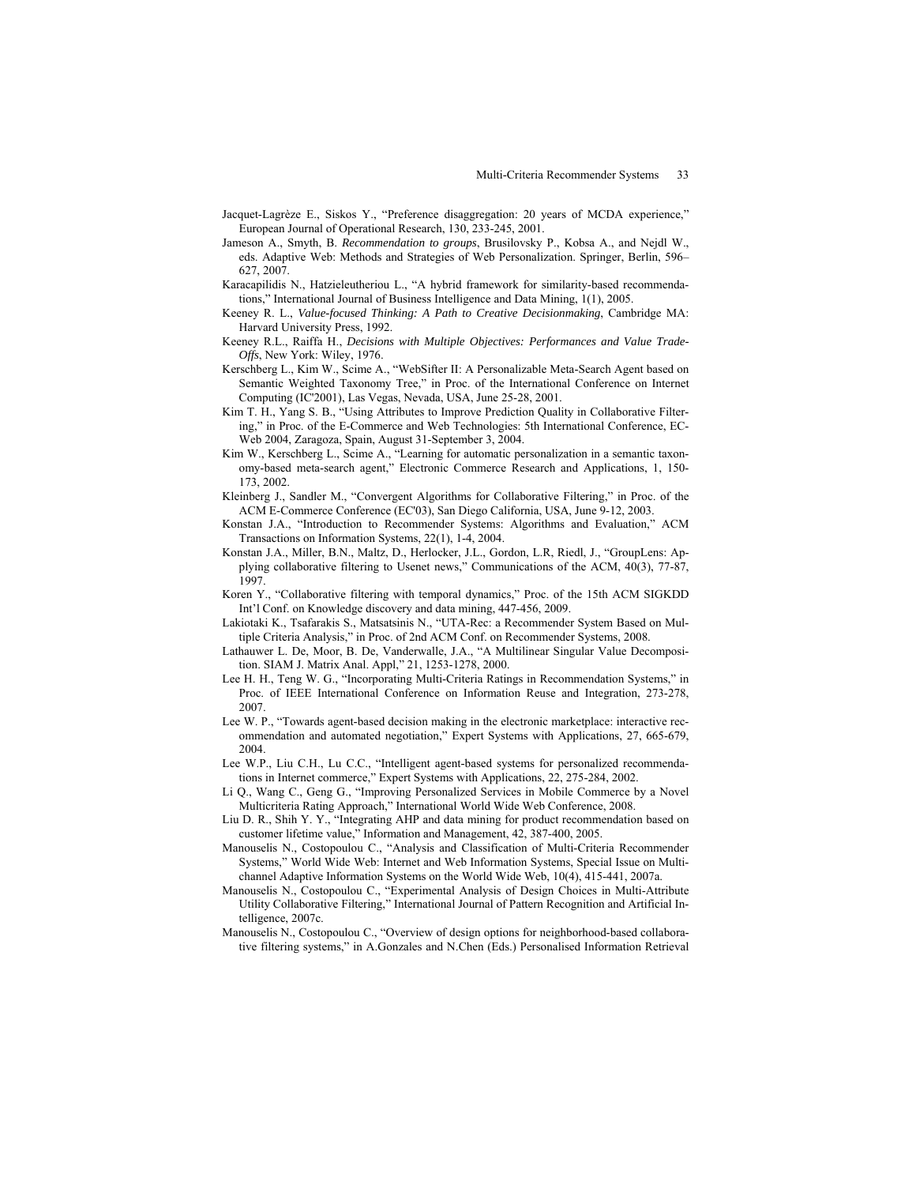Jacquet-Lagrèze E., Siskos Y., "Preference disaggregation: 20 years of MCDA experience," European Journal of Operational Research, 130, 233-245, 2001.

Jameson A., Smyth, B. *Recommendation to groups*, Brusilovsky P., Kobsa A., and Nejdl W., eds. Adaptive Web: Methods and Strategies of Web Personalization. Springer, Berlin, 596–627, 2007.

Karacapilidis N., Hatzieleutheriou L., "A hybrid framework for similarity-based recommendations," International Journal of Business Intelligence and Data Mining, 1(1), 2005.

Keeney R. L., *Value-focused Thinking: A Path to Creative Decisionmaking*, Cambridge MA: Harvard University Press, 1992.

Keeney R.L., Raiffa H., *Decisions with Multiple Objectives: Performances and Value Trade-Offs*, New York: Wiley, 1976.

Kerschberg L., Kim W., Scime A., "WebSifter II: A Personalizable Meta-Search Agent based on Semantic Weighted Taxonomy Tree," in Proc. of the International Conference on Internet Computing (IC'2001), Las Vegas, Nevada, USA, June 25-28, 2001.

Kim T. H., Yang S. B., "Using Attributes to Improve Prediction Quality in Collaborative Filtering," in Proc. of the E-Commerce and Web Technologies: 5th International Conference, EC-Web 2004, Zaragoza, Spain, August 31-September 3, 2004.

Kim W., Kerschberg L., Scime A., "Learning for automatic personalization in a semantic taxonomy-based meta-search agent," Electronic Commerce Research and Applications, 1, 150-173, 2002.

Kleinberg J., Sandler M., "Convergent Algorithms for Collaborative Filtering," in Proc. of the ACM E-Commerce Conference (EC'03), San Diego California, USA, June 9-12, 2003.

Konstan J.A., "Introduction to Recommender Systems: Algorithms and Evaluation," ACM Transactions on Information Systems, 22(1), 1-4, 2004.

Konstan J.A., Miller, B.N., Maltz, D., Herlocker, J.L., Gordon, L.R, Riedl, J., "GroupLens: Applying collaborative filtering to Usenet news," Communications of the ACM, 40(3), 77-87, 1997.

Koren Y., "Collaborative filtering with temporal dynamics," Proc. of the 15th ACM SIGKDD Int'l Conf. on Knowledge discovery and data mining, 447-456, 2009.

Lakiotaki K., Tsafarakis S., Matsatsinis N., "UTA-Rec: a Recommender System Based on Multiple Criteria Analysis," in Proc. of 2nd ACM Conf. on Recommender Systems, 2008.

Lathauwer L. De, Moor, B. De, Vanderwalle, J.A., "A Multilinear Singular Value Decomposition. SIAM J. Matrix Anal. Appl," 21, 1253-1278, 2000.

Lee H. H., Teng W. G., "Incorporating Multi-Criteria Ratings in Recommendation Systems," in Proc. of IEEE International Conference on Information Reuse and Integration, 273-278, 2007.

Lee W. P., "Towards agent-based decision making in the electronic marketplace: interactive recommendation and automated negotiation," Expert Systems with Applications, 27, 665-679, 2004.

Lee W.P., Liu C.H., Lu C.C., "Intelligent agent-based systems for personalized recommendations in Internet commerce," Expert Systems with Applications, 22, 275-284, 2002.

Li Q., Wang C., Geng G., "Improving Personalized Services in Mobile Commerce by a Novel Multicriteria Rating Approach," International World Wide Web Conference, 2008.

Liu D. R., Shih Y. Y., "Integrating AHP and data mining for product recommendation based on customer lifetime value," Information and Management, 42, 387-400, 2005.

Manouselis N., Costopoulou C., "Analysis and Classification of Multi-Criteria Recommender Systems," World Wide Web: Internet and Web Information Systems, Special Issue on Multi-channel Adaptive Information Systems on the World Wide Web, 10(4), 415-441, 2007a.

Manouselis N., Costopoulou C., "Experimental Analysis of Design Choices in Multi-Attribute Utility Collaborative Filtering," International Journal of Pattern Recognition and Artificial Intelligence, 2007c.

Manouselis N., Costopoulou C., "Overview of design options for neighborhood-based collaborative filtering systems," in A.Gonzales and N.Chen (Eds.) Personalised Information Retrieval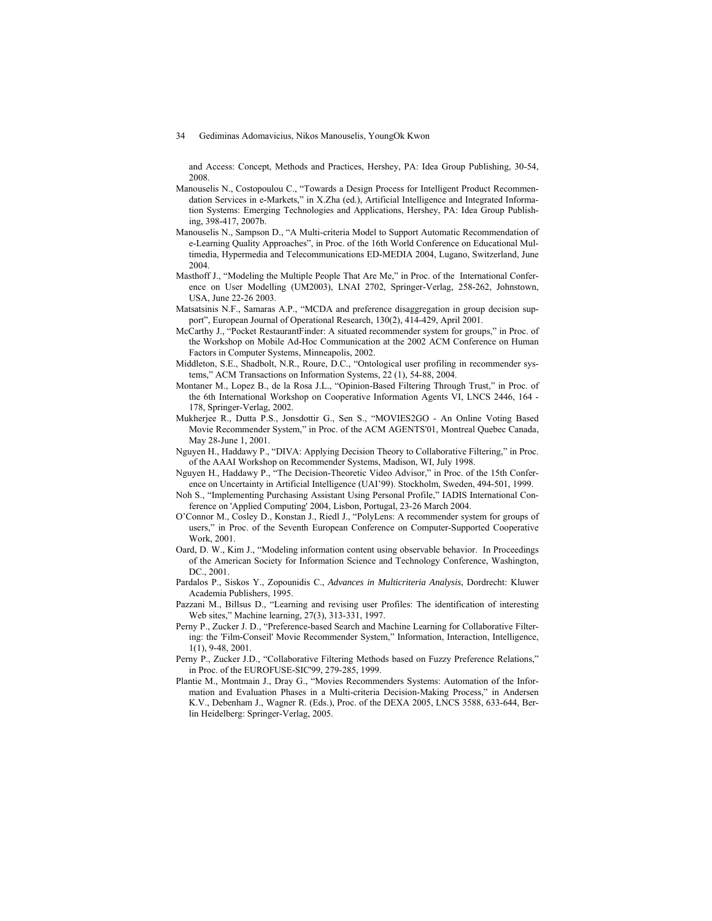and Access: Concept, Methods and Practices, Hershey, PA: Idea Group Publishing, 30-54, 2008.

Manouselis N., Costopoulou C., "Towards a Design Process for Intelligent Product Recommendation Services in e-Markets," in X.Zha (ed.), Artificial Intelligence and Integrated Information Systems: Emerging Technologies and Applications, Hershey, PA: Idea Group Publishing, 398-417, 2007b.

Manouselis N., Sampson D., "A Multi-criteria Model to Support Automatic Recommendation of e-Learning Quality Approaches", in Proc. of the 16th World Conference on Educational Multimedia, Hypermedia and Telecommunications ED-MEDIA 2004, Lugano, Switzerland, June 2004.

Masthoff J., "Modeling the Multiple People That Are Me," in Proc. of the International Conference on User Modelling (UM2003), LNAI 2702, Springer-Verlag, 258-262, Johnstown, USA, June 22-26 2003.

Matsatsinis N.F., Samaras A.P., "MCDA and preference disaggregation in group decision support", European Journal of Operational Research, 130(2), 414-429, April 2001.

McCarthy J., "Pocket RestaurantFinder: A situated recommender system for groups," in Proc. of the Workshop on Mobile Ad-Hoc Communication at the 2002 ACM Conference on Human Factors in Computer Systems, Minneapolis, 2002.

Middleton, S.E., Shadbolt, N.R., Roure, D.C., "Ontological user profiling in recommender systems," ACM Transactions on Information Systems, 22 (1), 54-88, 2004.

Montaner M., Lopez B., de la Rosa J.L., "Opinion-Based Filtering Through Trust," in Proc. of the 6th International Workshop on Cooperative Information Agents VI, LNCS 2446, 164 - 178, Springer-Verlag, 2002.

Mukherjee R., Dutta P.S., Jonsdottir G., Sen S., "MOVIES2GO - An Online Voting Based Movie Recommender System," in Proc. of the ACM AGENTS'01, Montreal Quebec Canada, May 28-June 1, 2001.

Nguyen H., Haddawy P., "DIVA: Applying Decision Theory to Collaborative Filtering," in Proc. of the AAAI Workshop on Recommender Systems, Madison, WI, July 1998.

Nguyen H., Haddawy P., "The Decision-Theoretic Video Advisor," in Proc. of the 15th Conference on Uncertainty in Artificial Intelligence (UAI'99). Stockholm, Sweden, 494-501, 1999.

Noh S., "Implementing Purchasing Assistant Using Personal Profile," IADIS International Conference on 'Applied Computing' 2004, Lisbon, Portugal, 23-26 March 2004.

O'Connor M., Cosley D., Konstan J., Riedl J., "PolyLens: A recommender system for groups of users," in Proc. of the Seventh European Conference on Computer-Supported Cooperative Work, 2001.

Oard, D. W., Kim J., "Modeling information content using observable behavior. In Proceedings of the American Society for Information Science and Technology Conference, Washington, DC., 2001.

Pardalos P., Siskos Y., Zopounidis C., *Advances in Multicriteria Analysis*, Dordrecht: Kluwer Academia Publishers, 1995.

Pazzani M., Billsus D., "Learning and revising user Profiles: The identification of interesting Web sites," Machine learning, 27(3), 313-331, 1997.

Perny P., Zucker J. D., "Preference-based Search and Machine Learning for Collaborative Filtering: the 'Film-Conseil' Movie Recommender System," Information, Interaction, Intelligence, 1(1), 9-48, 2001.

Perny P., Zucker J.D., "Collaborative Filtering Methods based on Fuzzy Preference Relations," in Proc. of the EUROFUSE-SIC'99, 279-285, 1999.

Plantie M., Montmain J., Dray G., "Movies Recommenders Systems: Automation of the Information and Evaluation Phases in a Multi-criteria Decision-Making Process," in Andersen K.V., Debenham J., Wagner R. (Eds.), Proc. of the DEXA 2005, LNCS 3588, 633-644, Berlin Heidelberg: Springer-Verlag, 2005.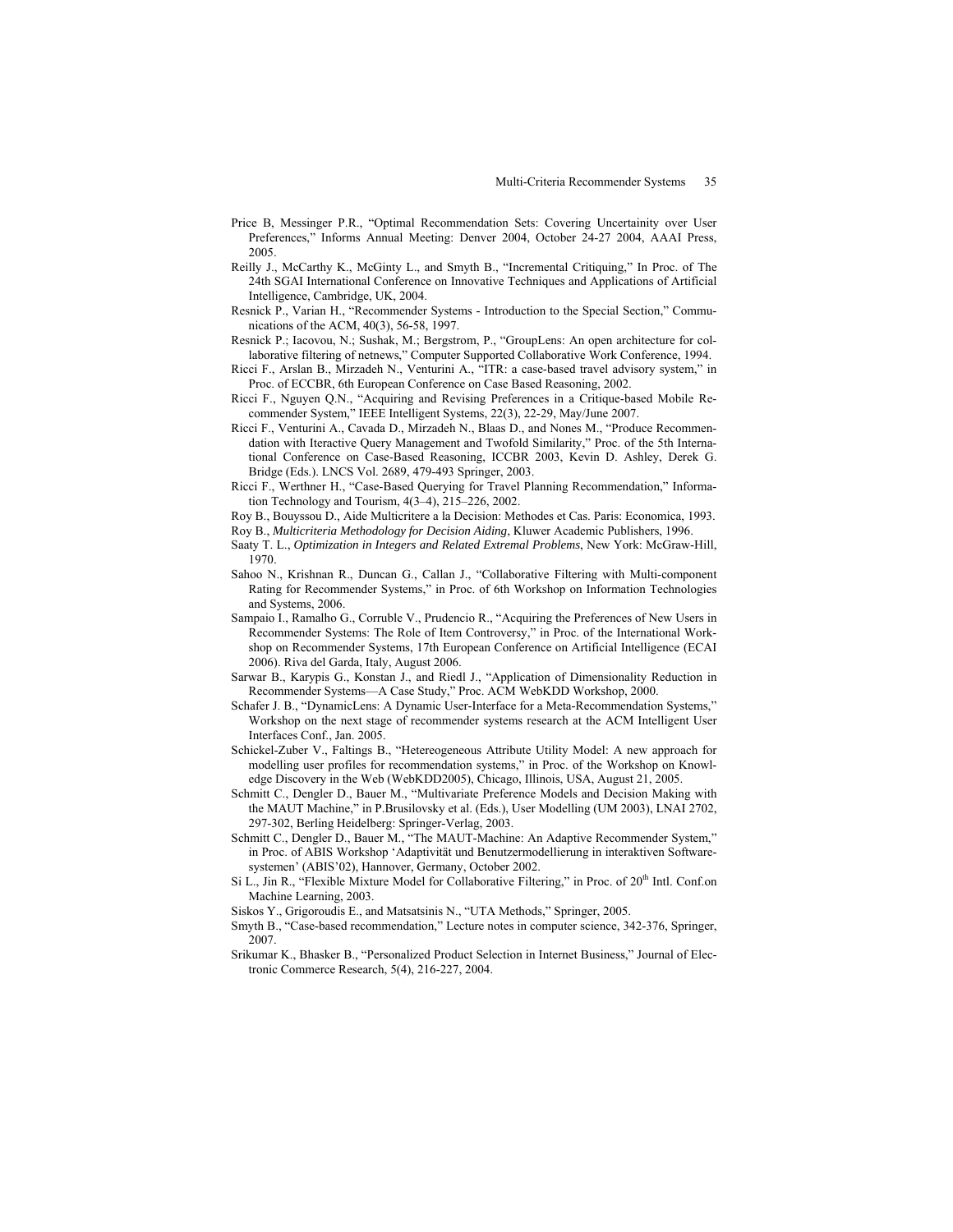Price B, Messinger P.R., "Optimal Recommendation Sets: Covering Uncertainity over User Preferences," Informs Annual Meeting: Denver 2004, October 24-27 2004, AAAI Press, 2005.

Reilly J., McCarthy K., McGinty L., and Smyth B., "Incremental Critiquing," In Proc. of The 24th SGAI International Conference on Innovative Techniques and Applications of Artificial Intelligence, Cambridge, UK, 2004.

Resnick P., Varian H., "Recommender Systems - Introduction to the Special Section," Communications of the ACM, 40(3), 56-58, 1997.

Resnick P.; Iacovou, N.; Sushak, M.; Bergstrom, P., "GroupLens: An open architecture for collaborative filtering of netnews," Computer Supported Collaborative Work Conference, 1994.

Ricci F., Arslan B., Mirzadeh N., Venturini A., "ITR: a case-based travel advisory system," in Proc. of ECCBR, 6th European Conference on Case Based Reasoning, 2002.

Ricci F., Nguyen Q.N., "Acquiring and Revising Preferences in a Critique-based Mobile Recommender System," IEEE Intelligent Systems, 22(3), 22-29, May/June 2007.

Ricci F., Venturini A., Cavada D., Mirzadeh N., Blaas D., and Nones M., "Produce Recommendation with Iteractive Query Management and Twofold Similarity," Proc. of the 5th International Conference on Case-Based Reasoning, ICCBR 2003, Kevin D. Ashley, Derek G. Bridge (Eds.). LNCS Vol. 2689, 479-493 Springer, 2003.

Ricci F., Werthner H., "Case-Based Querying for Travel Planning Recommendation," Information Technology and Tourism, 4(3–4), 215–226, 2002.

Roy B., Bouyssou D., Aide Multicritere a la Decision: Methodes et Cas. Paris: Economica, 1993.

Roy B., *Multicriteria Methodology for Decision Aiding*, Kluwer Academic Publishers, 1996.

Saaty T. L., *Optimization in Integers and Related Extremal Problems*, New York: McGraw-Hill, 1970.

Sahoo N., Krishnan R., Duncan G., Callan J., "Collaborative Filtering with Multi-component Rating for Recommender Systems," in Proc. of 6th Workshop on Information Technologies and Systems, 2006.

Sampaio I., Ramalho G., Corruble V., Prudencio R., "Acquiring the Preferences of New Users in Recommender Systems: The Role of Item Controversy," in Proc. of the International Workshop on Recommender Systems, 17th European Conference on Artificial Intelligence (ECAI 2006). Riva del Garda, Italy, August 2006.

Sarwar B., Karypis G., Konstan J., and Riedl J., "Application of Dimensionality Reduction in Recommender Systems—A Case Study," Proc. ACM WebKDD Workshop, 2000.

Schafer J. B., "DynamicLens: A Dynamic User-Interface for a Meta-Recommendation Systems," Workshop on the next stage of recommender systems research at the ACM Intelligent User Interfaces Conf., Jan. 2005.

Schickel-Zuber V., Faltings B., "Hetereogeneous Attribute Utility Model: A new approach for modelling user profiles for recommendation systems," in Proc. of the Workshop on Knowledge Discovery in the Web (WebKDD2005), Chicago, Illinois, USA, August 21, 2005.

Schmitt C., Dengler D., Bauer M., "Multivariate Preference Models and Decision Making with the MAUT Machine," in P.Brusilovsky et al. (Eds.), User Modelling (UM 2003), LNAI 2702, 297-302, Berling Heidelberg: Springer-Verlag, 2003.

Schmitt C., Dengler D., Bauer M., "The MAUT-Machine: An Adaptive Recommender System," in Proc. of ABIS Workshop 'Adaptivität und Benutzermodellierung in interaktiven Softwaresystemen' (ABIS'02), Hannover, Germany, October 2002.

Si L., Jin R., "Flexible Mixture Model for Collaborative Filtering," in Proc. of 20th Intl. Conf.on Machine Learning, 2003.

Siskos Y., Grigoroudis E., and Matsatsinis N., "UTA Methods," Springer, 2005.

Smyth B., "Case-based recommendation," Lecture notes in computer science, 342-376, Springer, 2007.

Srikumar K., Bhasker B., "Personalized Product Selection in Internet Business," Journal of Electronic Commerce Research, 5(4), 216-227, 2004.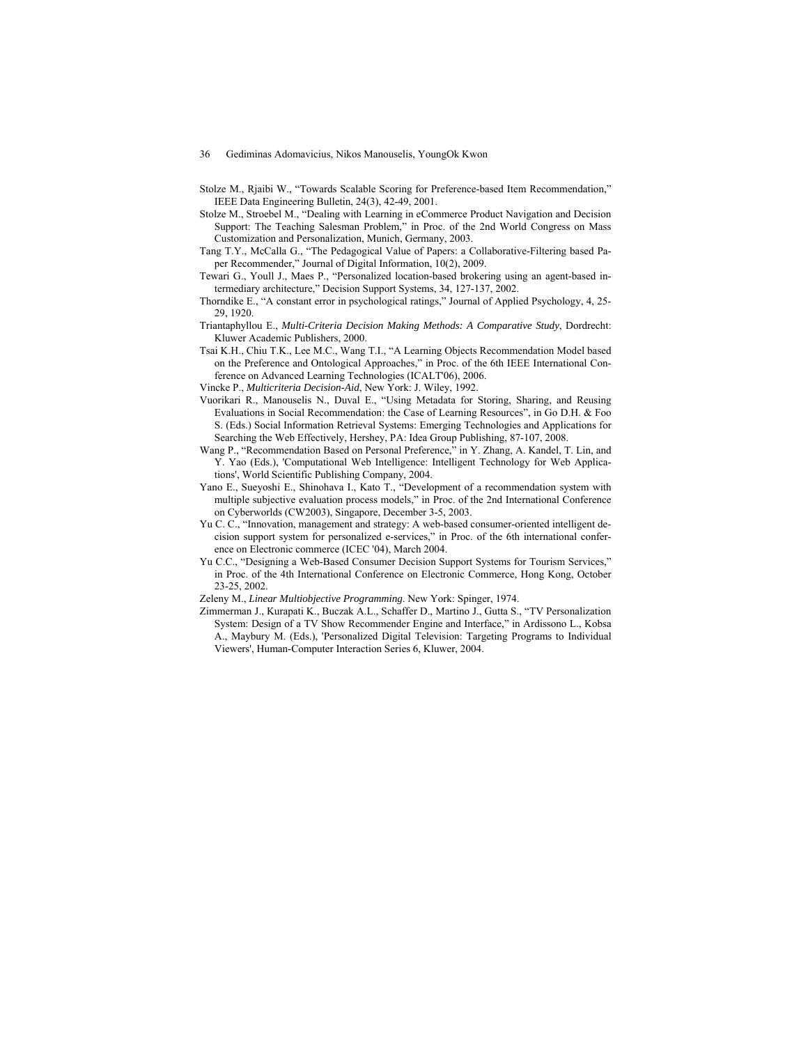Stolze M., Rjaibi W., "Towards Scalable Scoring for Preference-based Item Recommendation," IEEE Data Engineering Bulletin, 24(3), 42-49, 2001.

Stolze M., Stroebel M., "Dealing with Learning in eCommerce Product Navigation and Decision Support: The Teaching Salesman Problem," in Proc. of the 2nd World Congress on Mass Customization and Personalization, Munich, Germany, 2003.

Tang T.Y., McCalla G., "The Pedagogical Value of Papers: a Collaborative-Filtering based Paper Recommender," Journal of Digital Information, 10(2), 2009.

Tewari G., Youll J., Maes P., "Personalized location-based brokering using an agent-based intermediary architecture," Decision Support Systems, 34, 127-137, 2002.

Thorndike E., "A constant error in psychological ratings," Journal of Applied Psychology, 4, 25-29, 1920.

Triantaphyllou E., *Multi-Criteria Decision Making Methods: A Comparative Study*, Dordrecht: Kluwer Academic Publishers, 2000.

Tsai K.H., Chiu T.K., Lee M.C., Wang T.I., "A Learning Objects Recommendation Model based on the Preference and Ontological Approaches," in Proc. of the 6th IEEE International Conference on Advanced Learning Technologies (ICALT'06), 2006.

Vincke P., *Multicriteria Decision-Aid*, New York: J. Wiley, 1992.

Vuorikari R., Manouselis N., Duval E., "Using Metadata for Storing, Sharing, and Reusing Evaluations in Social Recommendation: the Case of Learning Resources", in Go D.H. & Foo S. (Eds.) Social Information Retrieval Systems: Emerging Technologies and Applications for Searching the Web Effectively, Hershey, PA: Idea Group Publishing, 87-107, 2008.

Wang P., "Recommendation Based on Personal Preference," in Y. Zhang, A. Kandel, T. Lin, and Y. Yao (Eds.), 'Computational Web Intelligence: Intelligent Technology for Web Applications', World Scientific Publishing Company, 2004.

Yano E., Sueyoshi E., Shinohava I., Kato T., "Development of a recommendation system with multiple subjective evaluation process models," in Proc. of the 2nd International Conference on Cyberworlds (CW2003), Singapore, December 3-5, 2003.

Yu C. C., "Innovation, management and strategy: A web-based consumer-oriented intelligent decision support system for personalized e-services," in Proc. of the 6th international conference on Electronic commerce (ICEC '04), March 2004.

Yu C.C., "Designing a Web-Based Consumer Decision Support Systems for Tourism Services," in Proc. of the 4th International Conference on Electronic Commerce, Hong Kong, October 23-25, 2002.

Zeleny M., *Linear Multiobjective Programming*. New York: Spinger, 1974.

Zimmerman J., Kurapati K., Buczak A.L., Schaffer D., Martino J., Gutta S., "TV Personalization System: Design of a TV Show Recommender Engine and Interface," in Ardissono L., Kobsa A., Maybury M. (Eds.), 'Personalized Digital Television: Targeting Programs to Individual Viewers', Human-Computer Interaction Series 6, Kluwer, 2004.